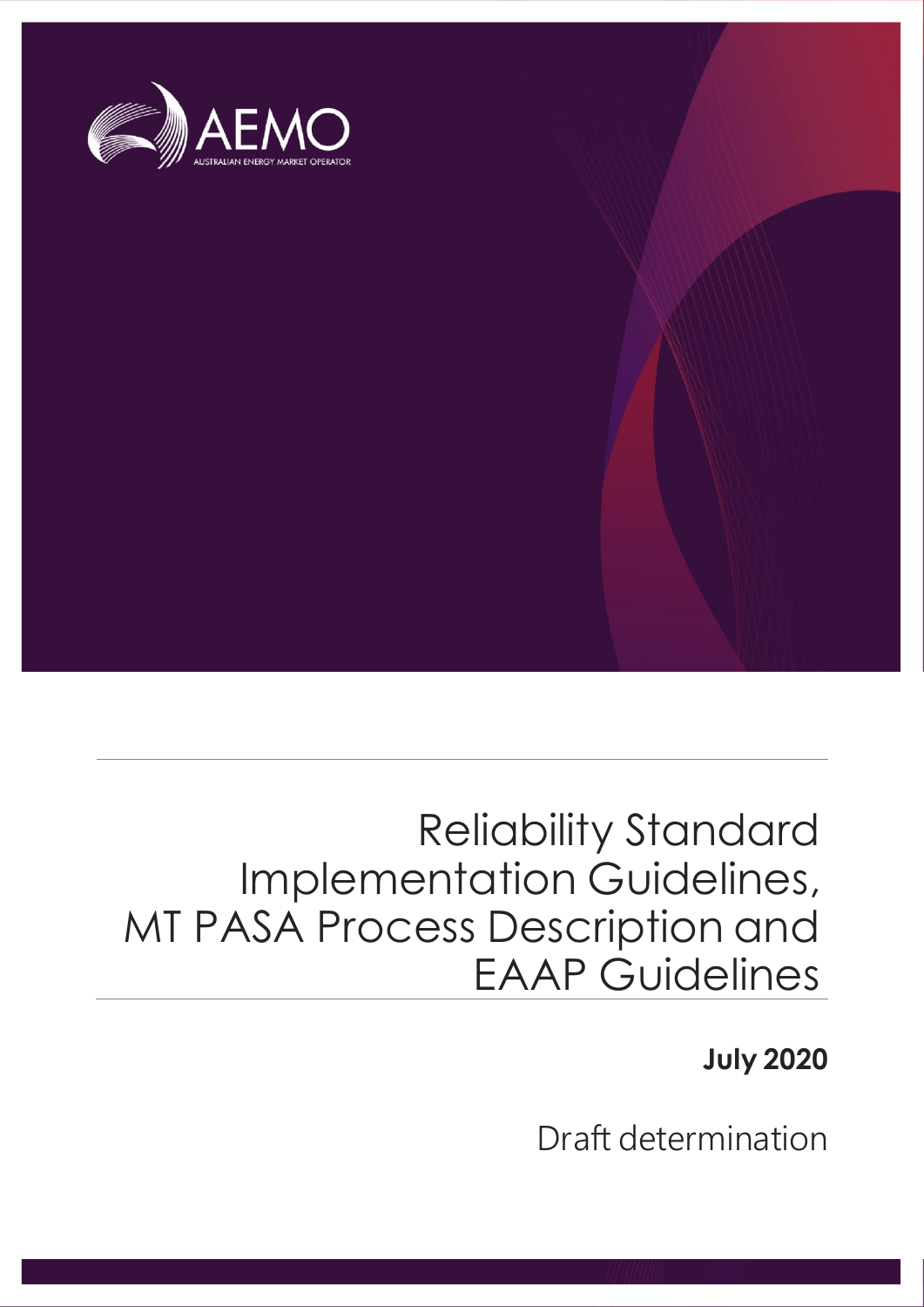AEMO

AUSTRALIAN ENERGY MARKET OPERATOR

# Reliability Standard Implementation Guidelines, MT PASA Process Description and EAAP Guidelines

**July 2020**

Draft determination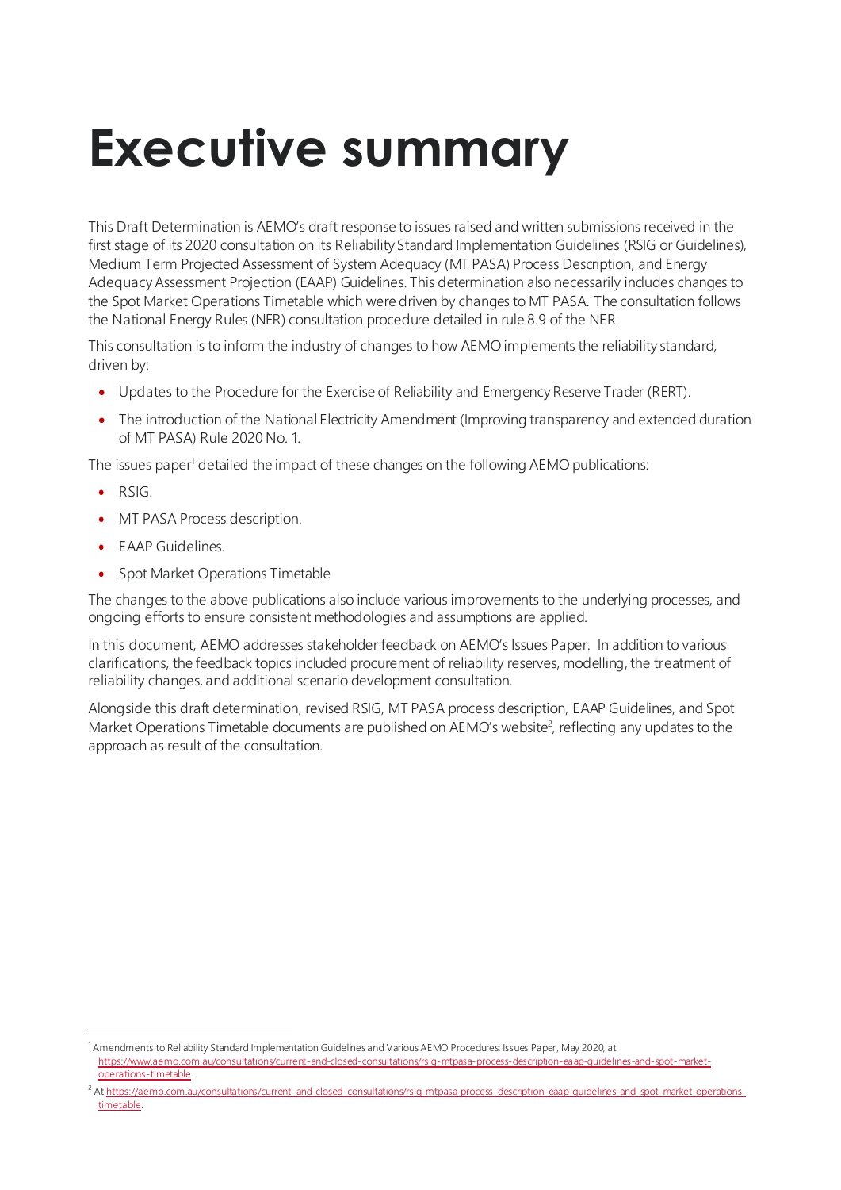# Executive summary

This Draft Determination is AEMO's draft response to issues raised and written submissions received in the first stage of its 2020 consultation on its Reliability Standard Implementation Guidelines (RSIG or Guidelines), Medium Term Projected Assessment of System Adequacy (MT PASA) Process Description, and Energy Adequacy Assessment Projection (EAAP) Guidelines. This determination also necessarily includes changes to the Spot Market Operations Timetable which were driven by changes to MT PASA. The consultation follows the National Energy Rules (NER) consultation procedure detailed in rule 8.9 of the NER.

This consultation is to inform the industry of changes to how AEMO implements the reliability standard, driven by:

- Updates to the Procedure for the Exercise of Reliability and Emergency Reserve Trader (RERT).
- The introduction of the National Electricity Amendment (Improving transparency and extended duration of MT PASA) Rule 2020 No. 1.

The issues paper[1] detailed the impact of these changes on the following AEMO publications:

- RSIG.
- MT PASA Process description.
- EAAP Guidelines.
- Spot Market Operations Timetable

The changes to the above publications also include various improvements to the underlying processes, and ongoing efforts to ensure consistent methodologies and assumptions are applied.

In this document, AEMO addresses stakeholder feedback on AEMO's Issues Paper. In addition to various clarifications, the feedback topics included procurement of reliability reserves, modelling, the treatment of reliability changes, and additional scenario development consultation.

Alongside this draft determination, revised RSIG, MT PASA process description, EAAP Guidelines, and Spot Market Operations Timetable documents are published on AEMO's website[2], reflecting any updates to the approach as result of the consultation.

---

[1] Amendments to Reliability Standard Implementation Guidelines and Various AEMO Procedures: Issues Paper, May 2020, at https://www.aemo.com.au/consultations/current-and-closed-consultations/rsig-mtpasa-process-description-eaap-guidelines-and-spot-market-operations-timetable.

[2] At https://aemo.com.au/consultations/current-and-closed-consultations/rsig-mtpasa-process-description-eaap-guidelines-and-spot-market-operations-timetable.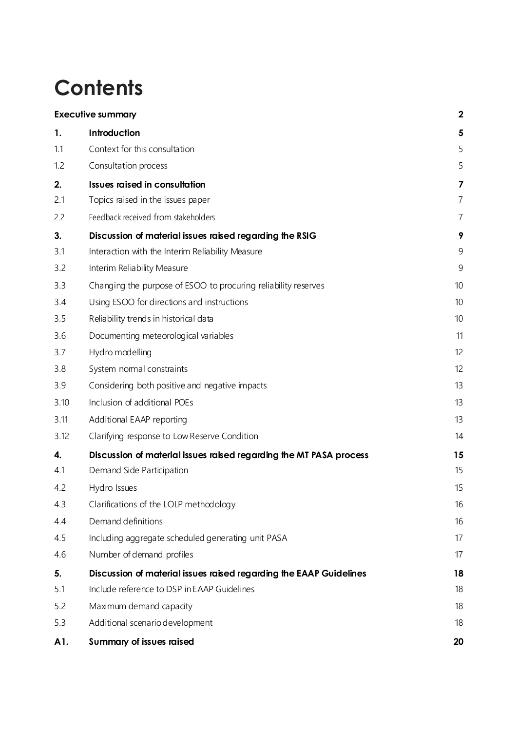# Contents

| | | |
|---|---|---|
| **Executive summary** | | **2** |
| **1.** | **Introduction** | **5** |
| 1.1 | Context for this consultation | 5 |
| 1.2 | Consultation process | 5 |
| **2.** | **Issues raised in consultation** | **7** |
| 2.1 | Topics raised in the issues paper | 7 |
| 2.2 | Feedback received from stakeholders | 7 |
| **3.** | **Discussion of material issues raised regarding the RSIG** | **9** |
| 3.1 | Interaction with the Interim Reliability Measure | 9 |
| 3.2 | Interim Reliability Measure | 9 |
| 3.3 | Changing the purpose of ESOO to procuring reliability reserves | 10 |
| 3.4 | Using ESOO for directions and instructions | 10 |
| 3.5 | Reliability trends in historical data | 10 |
| 3.6 | Documenting meteorological variables | 11 |
| 3.7 | Hydro modelling | 12 |
| 3.8 | System normal constraints | 12 |
| 3.9 | Considering both positive and negative impacts | 13 |
| 3.10 | Inclusion of additional POEs | 13 |
| 3.11 | Additional EAAP reporting | 13 |
| 3.12 | Clarifying response to Low Reserve Condition | 14 |
| **4.** | **Discussion of material issues raised regarding the MT PASA process** | **15** |
| 4.1 | Demand Side Participation | 15 |
| 4.2 | Hydro Issues | 15 |
| 4.3 | Clarifications of the LOLP methodology | 16 |
| 4.4 | Demand definitions | 16 |
| 4.5 | Including aggregate scheduled generating unit PASA | 17 |
| 4.6 | Number of demand profiles | 17 |
| **5.** | **Discussion of material issues raised regarding the EAAP Guidelines** | **18** |
| 5.1 | Include reference to DSP in EAAP Guidelines | 18 |
| 5.2 | Maximum demand capacity | 18 |
| 5.3 | Additional scenario development | 18 |
| **A1.** | **Summary of issues raised** | **20** |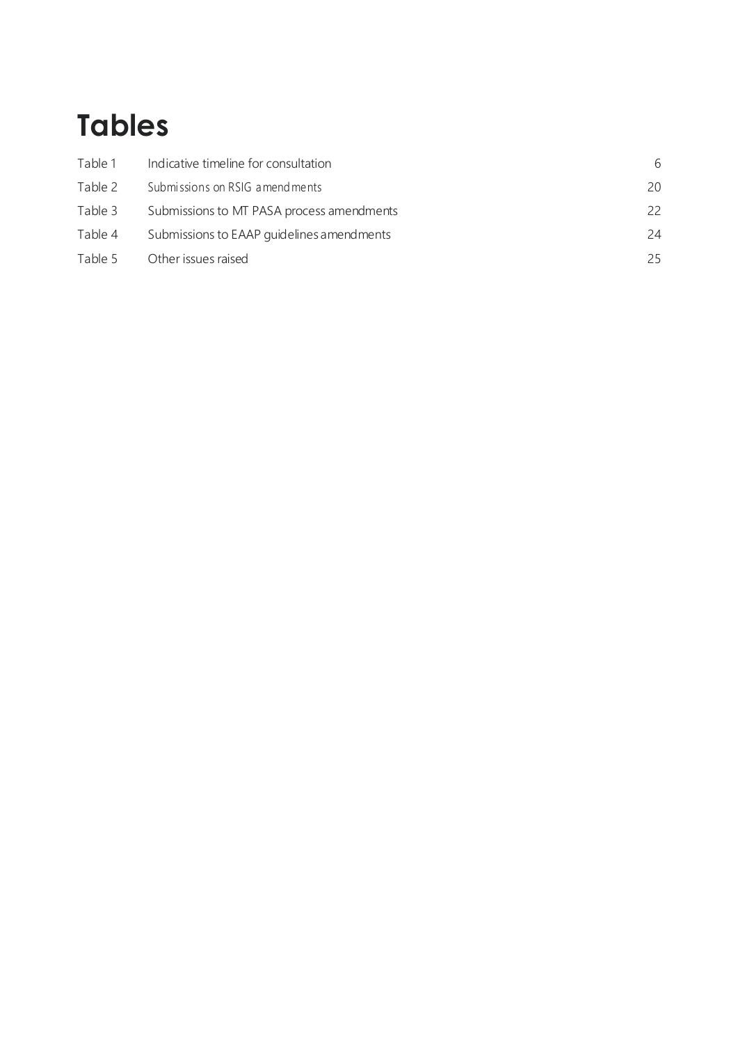# Tables

| | | |
|---|---|---|
| Table 1 | Indicative timeline for consultation | 6 |
| Table 2 | Submissions on RSIG amendments | 20 |
| Table 3 | Submissions to MT PASA process amendments | 22 |
| Table 4 | Submissions to EAAP guidelines amendments | 24 |
| Table 5 | Other issues raised | 25 |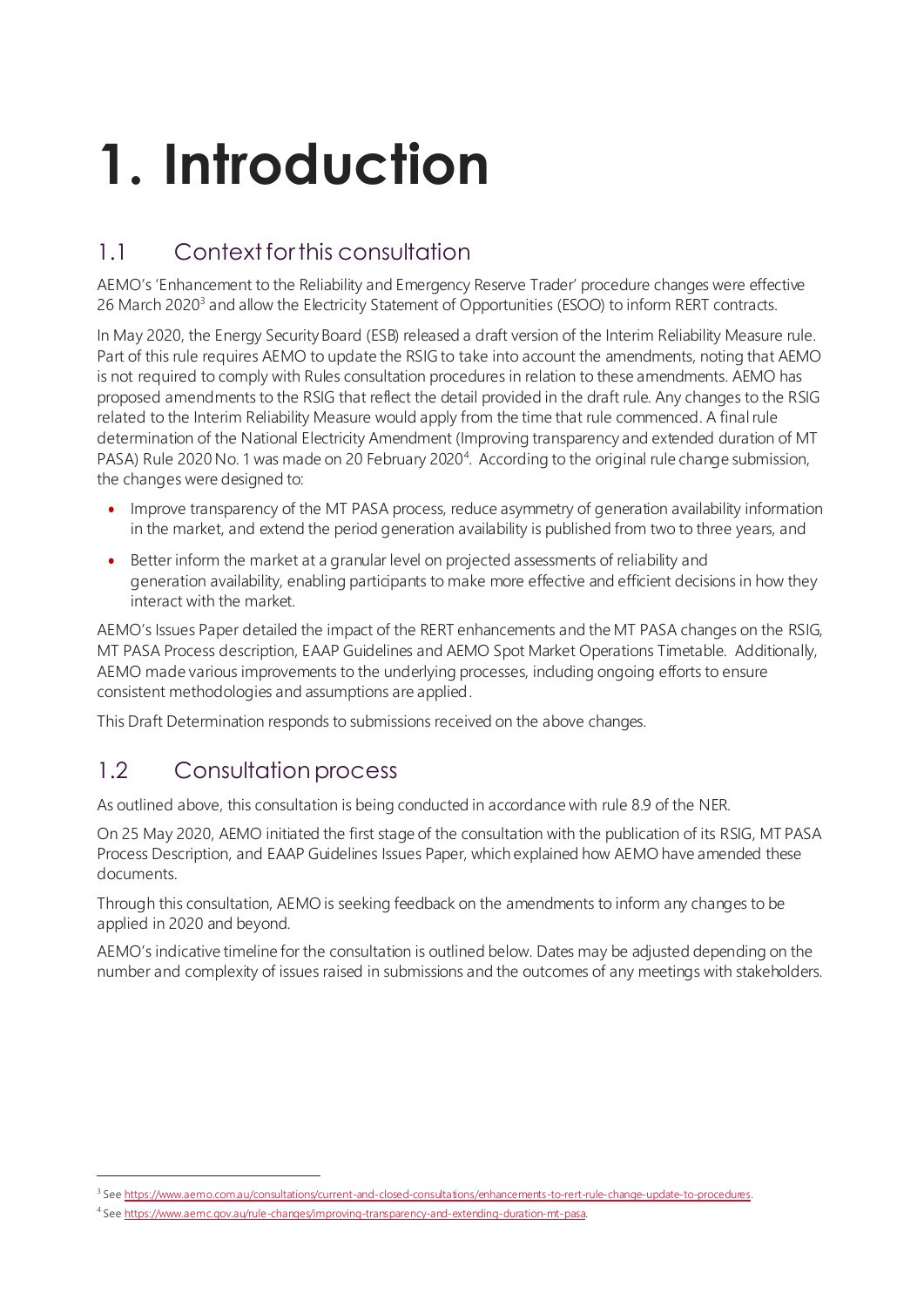# 1. Introduction

## 1.1 Context for this consultation

AEMO's 'Enhancement to the Reliability and Emergency Reserve Trader' procedure changes were effective 26 March 2020[3] and allow the Electricity Statement of Opportunities (ESOO) to inform RERT contracts.

In May 2020, the Energy Security Board (ESB) released a draft version of the Interim Reliability Measure rule. Part of this rule requires AEMO to update the RSIG to take into account the amendments, noting that AEMO is not required to comply with Rules consultation procedures in relation to these amendments. AEMO has proposed amendments to the RSIG that reflect the detail provided in the draft rule. Any changes to the RSIG related to the Interim Reliability Measure would apply from the time that rule commenced. A final rule determination of the National Electricity Amendment (Improving transparency and extended duration of MT PASA) Rule 2020 No. 1 was made on 20 February 2020[4]. According to the original rule change submission, the changes were designed to:

- Improve transparency of the MT PASA process, reduce asymmetry of generation availability information in the market, and extend the period generation availability is published from two to three years, and
- Better inform the market at a granular level on projected assessments of reliability and generation availability, enabling participants to make more effective and efficient decisions in how they interact with the market.

AEMO's Issues Paper detailed the impact of the RERT enhancements and the MT PASA changes on the RSIG, MT PASA Process description, EAAP Guidelines and AEMO Spot Market Operations Timetable. Additionally, AEMO made various improvements to the underlying processes, including ongoing efforts to ensure consistent methodologies and assumptions are applied.

This Draft Determination responds to submissions received on the above changes.

## 1.2 Consultation process

As outlined above, this consultation is being conducted in accordance with rule 8.9 of the NER.

On 25 May 2020, AEMO initiated the first stage of the consultation with the publication of its RSIG, MT PASA Process Description, and EAAP Guidelines Issues Paper, which explained how AEMO have amended these documents.

Through this consultation, AEMO is seeking feedback on the amendments to inform any changes to be applied in 2020 and beyond.

AEMO's indicative timeline for the consultation is outlined below. Dates may be adjusted depending on the number and complexity of issues raised in submissions and the outcomes of any meetings with stakeholders.

---

[3] See https://www.aemo.com.au/consultations/current-and-closed-consultations/enhancements-to-rert-rule-change-update-to-procedures.

[4] See https://www.aemc.gov.au/rule-changes/improving-transparency-and-extending-duration-mt-pasa.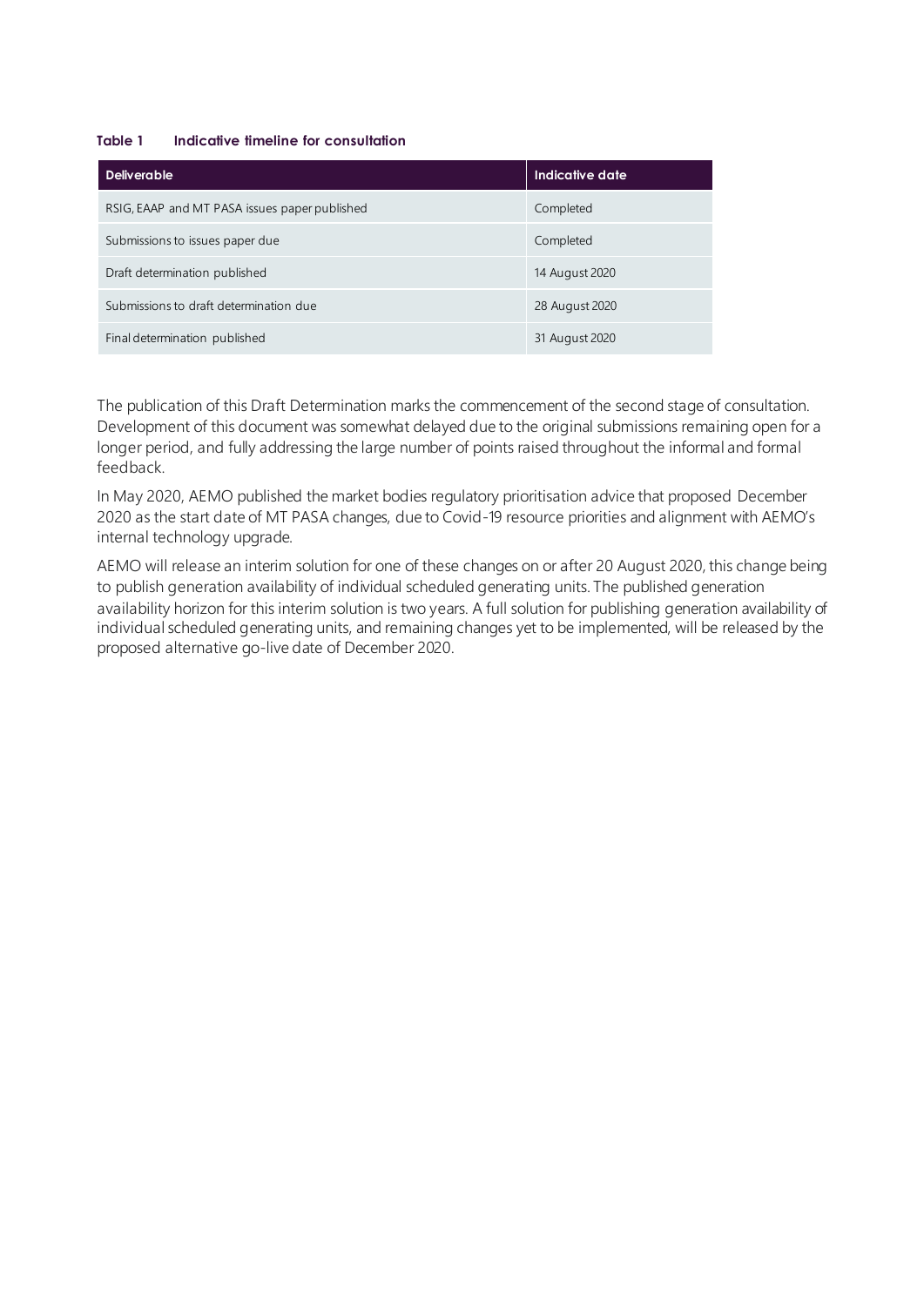**Table 1 Indicative timeline for consultation**

| Deliverable | Indicative date |
| --- | --- |
| RSIG, EAAP and MT PASA issues paper published | Completed |
| Submissions to issues paper due | Completed |
| Draft determination published | 14 August 2020 |
| Submissions to draft determination due | 28 August 2020 |
| Final determination published | 31 August 2020 |

The publication of this Draft Determination marks the commencement of the second stage of consultation. Development of this document was somewhat delayed due to the original submissions remaining open for a longer period, and fully addressing the large number of points raised throughout the informal and formal feedback.

In May 2020, AEMO published the market bodies regulatory prioritisation advice that proposed December 2020 as the start date of MT PASA changes, due to Covid-19 resource priorities and alignment with AEMO's internal technology upgrade.

AEMO will release an interim solution for one of these changes on or after 20 August 2020, this change being to publish generation availability of individual scheduled generating units. The published generation availability horizon for this interim solution is two years. A full solution for publishing generation availability of individual scheduled generating units, and remaining changes yet to be implemented, will be released by the proposed alternative go-live date of December 2020.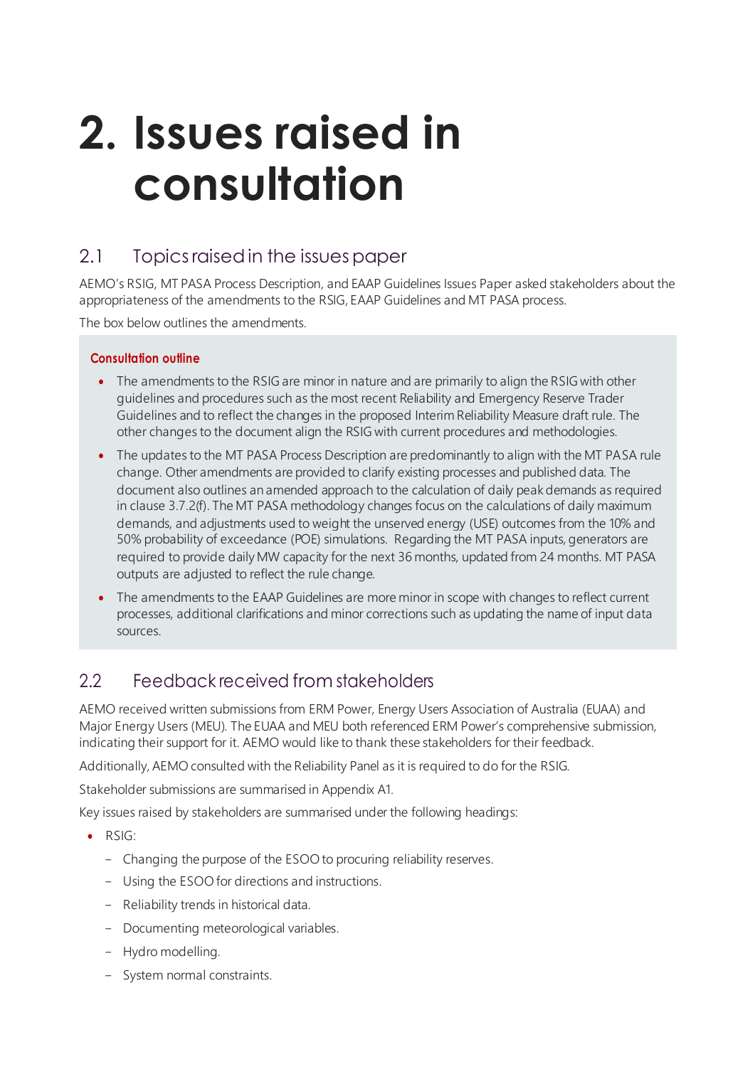# 2. Issues raised in consultation

## 2.1 Topics raised in the issues paper

AEMO's RSIG, MT PASA Process Description, and EAAP Guidelines Issues Paper asked stakeholders about the appropriateness of the amendments to the RSIG, EAAP Guidelines and MT PASA process.

The box below outlines the amendments.

> **Consultation outline**
>
> - The amendments to the RSIG are minor in nature and are primarily to align the RSIG with other guidelines and procedures such as the most recent Reliability and Emergency Reserve Trader Guidelines and to reflect the changes in the proposed Interim Reliability Measure draft rule. The other changes to the document align the RSIG with current procedures and methodologies.
> - The updates to the MT PASA Process Description are predominantly to align with the MT PASA rule change. Other amendments are provided to clarify existing processes and published data. The document also outlines an amended approach to the calculation of daily peak demands as required in clause 3.7.2(f). The MT PASA methodology changes focus on the calculations of daily maximum demands, and adjustments used to weight the unserved energy (USE) outcomes from the 10% and 50% probability of exceedance (POE) simulations. Regarding the MT PASA inputs, generators are required to provide daily MW capacity for the next 36 months, updated from 24 months. MT PASA outputs are adjusted to reflect the rule change.
> - The amendments to the EAAP Guidelines are more minor in scope with changes to reflect current processes, additional clarifications and minor corrections such as updating the name of input data sources.

## 2.2 Feedback received from stakeholders

AEMO received written submissions from ERM Power, Energy Users Association of Australia (EUAA) and Major Energy Users (MEU). The EUAA and MEU both referenced ERM Power's comprehensive submission, indicating their support for it. AEMO would like to thank these stakeholders for their feedback.

Additionally, AEMO consulted with the Reliability Panel as it is required to do for the RSIG.

Stakeholder submissions are summarised in Appendix A1.

Key issues raised by stakeholders are summarised under the following headings:

- RSIG:
  - Changing the purpose of the ESOO to procuring reliability reserves.
  - Using the ESOO for directions and instructions.
  - Reliability trends in historical data.
  - Documenting meteorological variables.
  - Hydro modelling.
  - System normal constraints.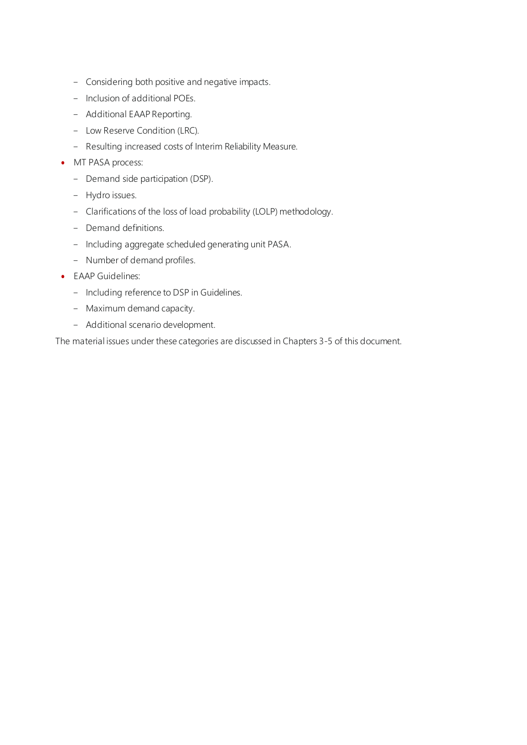- Considering both positive and negative impacts.
  - Inclusion of additional POEs.
  - Additional EAAP Reporting.
  - Low Reserve Condition (LRC).
  - Resulting increased costs of Interim Reliability Measure.
- MT PASA process:
  - Demand side participation (DSP).
  - Hydro issues.
  - Clarifications of the loss of load probability (LOLP) methodology.
  - Demand definitions.
  - Including aggregate scheduled generating unit PASA.
  - Number of demand profiles.
- EAAP Guidelines:
  - Including reference to DSP in Guidelines.
  - Maximum demand capacity.
  - Additional scenario development.

The material issues under these categories are discussed in Chapters 3-5 of this document.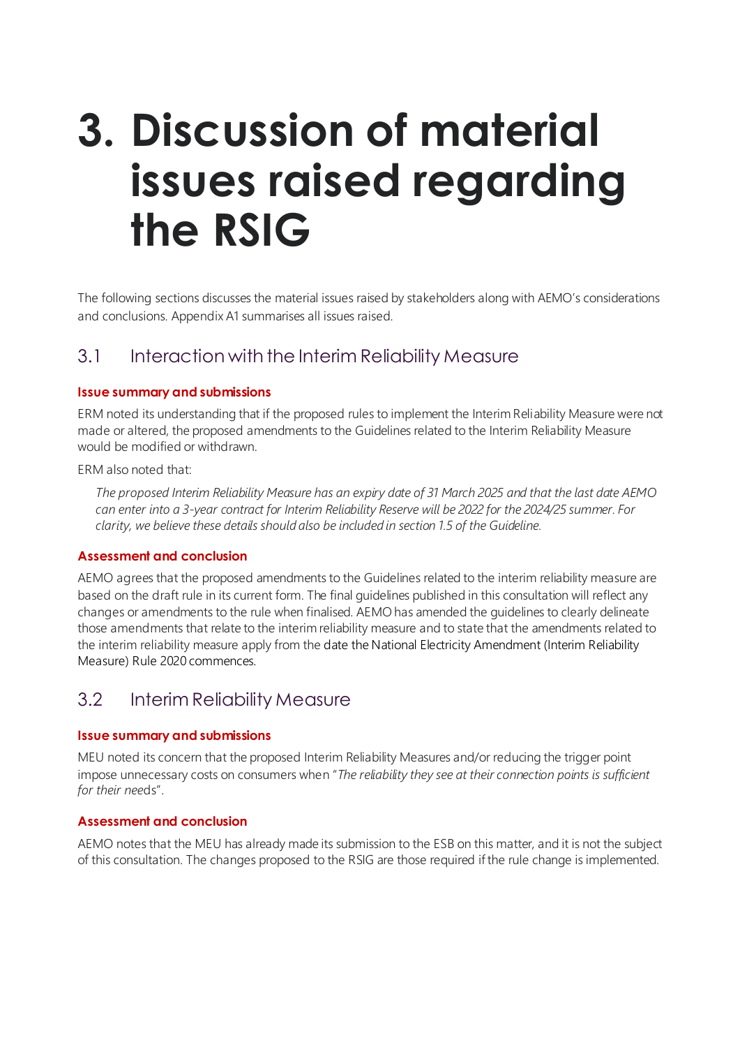# 3. Discussion of material issues raised regarding the RSIG

The following sections discusses the material issues raised by stakeholders along with AEMO's considerations and conclusions. Appendix A1 summarises all issues raised.

## 3.1 Interaction with the Interim Reliability Measure

#### Issue summary and submissions

ERM noted its understanding that if the proposed rules to implement the Interim Reliability Measure were not made or altered, the proposed amendments to the Guidelines related to the Interim Reliability Measure would be modified or withdrawn.

ERM also noted that:

> *The proposed Interim Reliability Measure has an expiry date of 31 March 2025 and that the last date AEMO can enter into a 3-year contract for Interim Reliability Reserve will be 2022 for the 2024/25 summer. For clarity, we believe these details should also be included in section 1.5 of the Guideline.*

#### Assessment and conclusion

AEMO agrees that the proposed amendments to the Guidelines related to the interim reliability measure are based on the draft rule in its current form. The final guidelines published in this consultation will reflect any changes or amendments to the rule when finalised. AEMO has amended the guidelines to clearly delineate those amendments that relate to the interim reliability measure and to state that the amendments related to the interim reliability measure apply from the date the National Electricity Amendment (Interim Reliability Measure) Rule 2020 commences.

## 3.2 Interim Reliability Measure

#### Issue summary and submissions

MEU noted its concern that the proposed Interim Reliability Measures and/or reducing the trigger point impose unnecessary costs on consumers when "*The reliability they see at their connection points is sufficient for their needs*".

#### Assessment and conclusion

AEMO notes that the MEU has already made its submission to the ESB on this matter, and it is not the subject of this consultation. The changes proposed to the RSIG are those required if the rule change is implemented.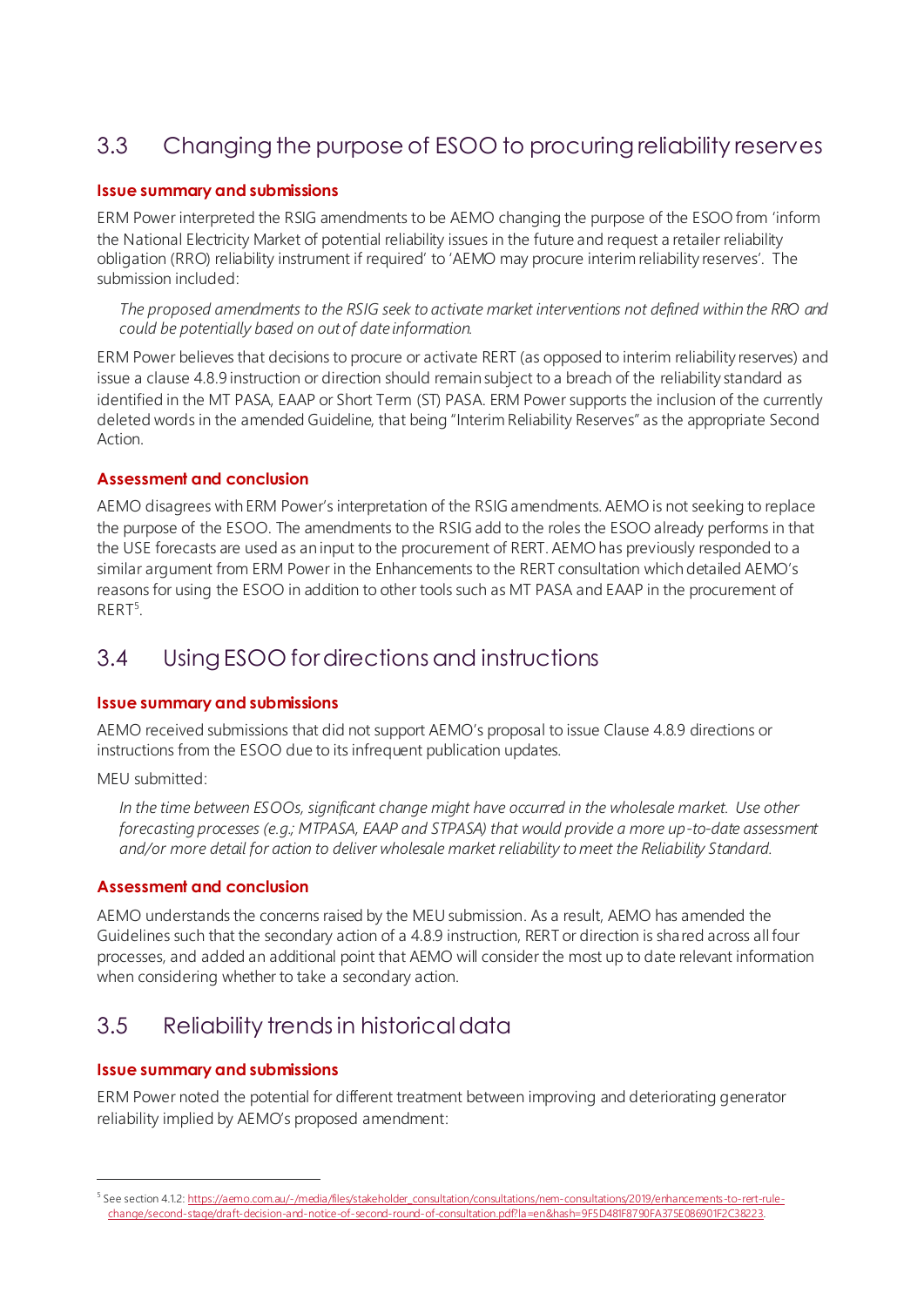## 3.3 Changing the purpose of ESOO to procuring reliability reserves

**Issue summary and submissions**

ERM Power interpreted the RSIG amendments to be AEMO changing the purpose of the ESOO from 'inform the National Electricity Market of potential reliability issues in the future and request a retailer reliability obligation (RRO) reliability instrument if required' to 'AEMO may procure interim reliability reserves'. The submission included:

> *The proposed amendments to the RSIG seek to activate market interventions not defined within the RRO and could be potentially based on out of date information.*

ERM Power believes that decisions to procure or activate RERT (as opposed to interim reliability reserves) and issue a clause 4.8.9 instruction or direction should remain subject to a breach of the reliability standard as identified in the MT PASA, EAAP or Short Term (ST) PASA. ERM Power supports the inclusion of the currently deleted words in the amended Guideline, that being "Interim Reliability Reserves" as the appropriate Second Action.

**Assessment and conclusion**

AEMO disagrees with ERM Power's interpretation of the RSIG amendments. AEMO is not seeking to replace the purpose of the ESOO. The amendments to the RSIG add to the roles the ESOO already performs in that the USE forecasts are used as an input to the procurement of RERT. AEMO has previously responded to a similar argument from ERM Power in the Enhancements to the RERT consultation which detailed AEMO's reasons for using the ESOO in addition to other tools such as MT PASA and EAAP in the procurement of RERT[5].

## 3.4 Using ESOO for directions and instructions

**Issue summary and submissions**

AEMO received submissions that did not support AEMO's proposal to issue Clause 4.8.9 directions or instructions from the ESOO due to its infrequent publication updates.

MEU submitted:

> *In the time between ESOOs, significant change might have occurred in the wholesale market. Use other forecasting processes (e.g.; MTPASA, EAAP and STPASA) that would provide a more up-to-date assessment and/or more detail for action to deliver wholesale market reliability to meet the Reliability Standard.*

**Assessment and conclusion**

AEMO understands the concerns raised by the MEU submission. As a result, AEMO has amended the Guidelines such that the secondary action of a 4.8.9 instruction, RERT or direction is shared across all four processes, and added an additional point that AEMO will consider the most up to date relevant information when considering whether to take a secondary action.

## 3.5 Reliability trends in historical data

**Issue summary and submissions**

ERM Power noted the potential for different treatment between improving and deteriorating generator reliability implied by AEMO's proposed amendment:

---

[5] See section 4.1.2: https://aemo.com.au/-/media/files/stakeholder_consultation/consultations/nem-consultations/2019/enhancements-to-rert-rule-change/second-stage/draft-decision-and-notice-of-second-round-of-consultation.pdf?la=en&hash=9F5D481F8790FA375E086901F2C38223.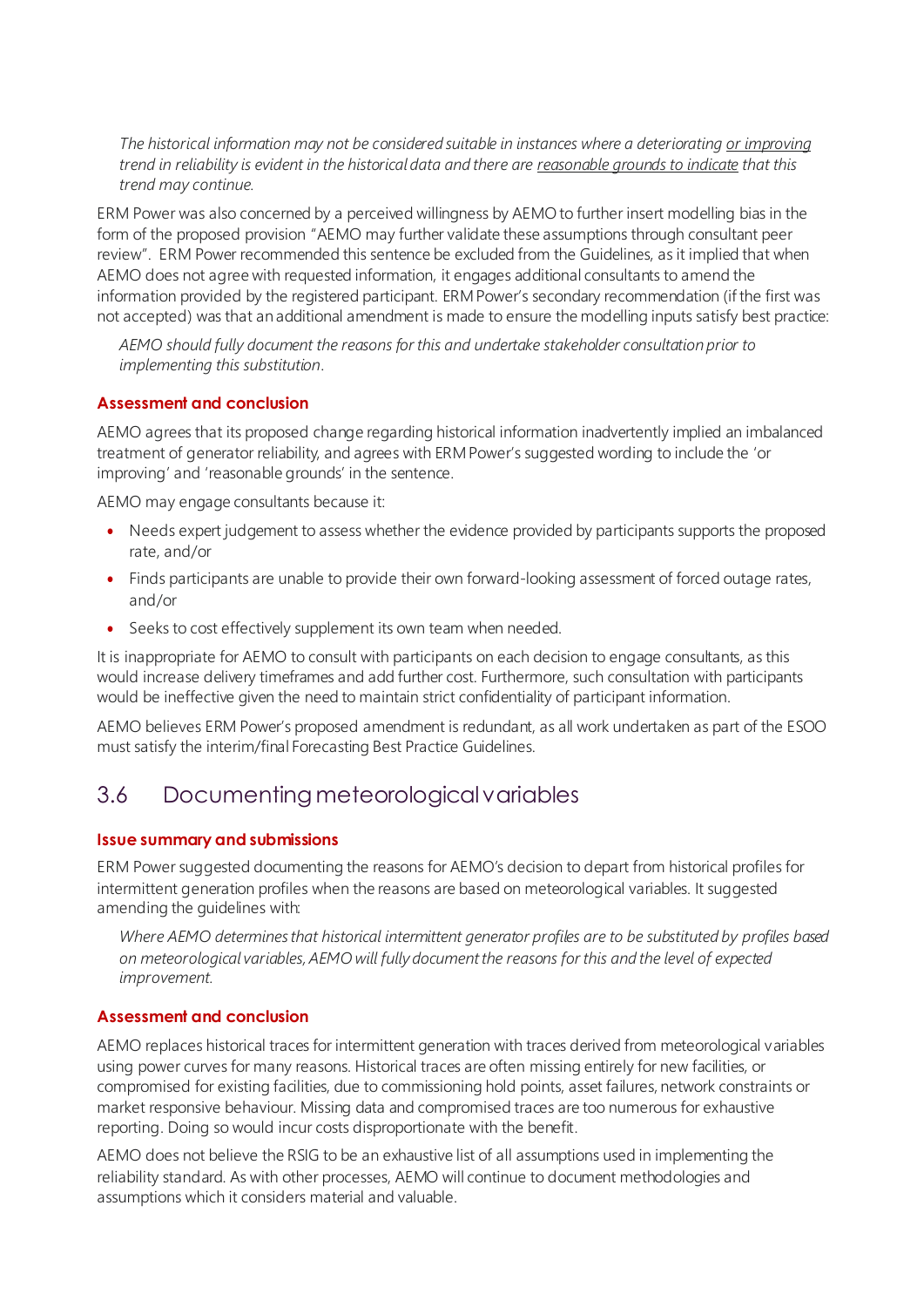> *The historical information may not be considered suitable in instances where a deteriorating <u>or improving</u> trend in reliability is evident in the historical data and there are <u>reasonable grounds to indicate</u> that this trend may continue.*

ERM Power was also concerned by a perceived willingness by AEMO to further insert modelling bias in the form of the proposed provision "AEMO may further validate these assumptions through consultant peer review". ERM Power recommended this sentence be excluded from the Guidelines, as it implied that when AEMO does not agree with requested information, it engages additional consultants to amend the information provided by the registered participant. ERM Power's secondary recommendation (if the first was not accepted) was that an additional amendment is made to ensure the modelling inputs satisfy best practice:

> *AEMO should fully document the reasons for this and undertake stakeholder consultation prior to implementing this substitution*.

#### Assessment and conclusion

AEMO agrees that its proposed change regarding historical information inadvertently implied an imbalanced treatment of generator reliability, and agrees with ERM Power's suggested wording to include the 'or improving' and 'reasonable grounds' in the sentence.

AEMO may engage consultants because it:

- Needs expert judgement to assess whether the evidence provided by participants supports the proposed rate, and/or
- Finds participants are unable to provide their own forward-looking assessment of forced outage rates, and/or
- Seeks to cost effectively supplement its own team when needed.

It is inappropriate for AEMO to consult with participants on each decision to engage consultants, as this would increase delivery timeframes and add further cost. Furthermore, such consultation with participants would be ineffective given the need to maintain strict confidentiality of participant information.

AEMO believes ERM Power's proposed amendment is redundant, as all work undertaken as part of the ESOO must satisfy the interim/final Forecasting Best Practice Guidelines.

## 3.6 Documenting meteorological variables

#### Issue summary and submissions

ERM Power suggested documenting the reasons for AEMO's decision to depart from historical profiles for intermittent generation profiles when the reasons are based on meteorological variables. It suggested amending the guidelines with:

> *Where AEMO determines that historical intermittent generator profiles are to be substituted by profiles based on meteorological variables, AEMO will fully document the reasons for this and the level of expected improvement.*

#### Assessment and conclusion

AEMO replaces historical traces for intermittent generation with traces derived from meteorological variables using power curves for many reasons. Historical traces are often missing entirely for new facilities, or compromised for existing facilities, due to commissioning hold points, asset failures, network constraints or market responsive behaviour. Missing data and compromised traces are too numerous for exhaustive reporting. Doing so would incur costs disproportionate with the benefit.

AEMO does not believe the RSIG to be an exhaustive list of all assumptions used in implementing the reliability standard. As with other processes, AEMO will continue to document methodologies and assumptions which it considers material and valuable.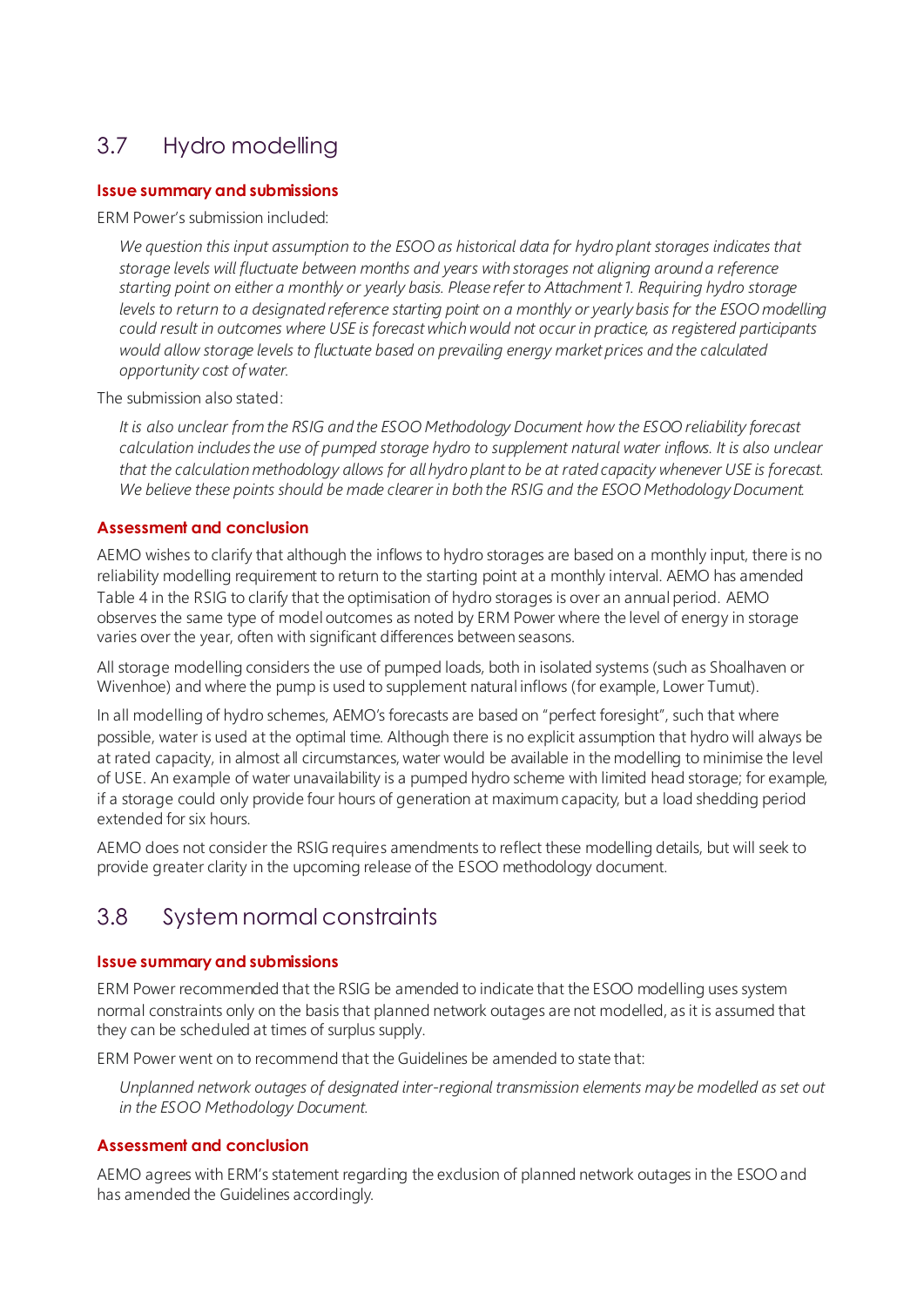## 3.7 Hydro modelling

**Issue summary and submissions**

ERM Power's submission included:

> *We question this input assumption to the ESOO as historical data for hydro plant storages indicates that storage levels will fluctuate between months and years with storages not aligning around a reference starting point on either a monthly or yearly basis. Please refer to Attachment 1. Requiring hydro storage levels to return to a designated reference starting point on a monthly or yearly basis for the ESOO modelling could result in outcomes where USE is forecast which would not occur in practice, as registered participants would allow storage levels to fluctuate based on prevailing energy market prices and the calculated opportunity cost of water.*

The submission also stated:

> *It is also unclear from the RSIG and the ESOO Methodology Document how the ESOO reliability forecast calculation includes the use of pumped storage hydro to supplement natural water inflows. It is also unclear that the calculation methodology allows for all hydro plant to be at rated capacity whenever USE is forecast. We believe these points should be made clearer in both the RSIG and the ESOO Methodology Document.*

**Assessment and conclusion**

AEMO wishes to clarify that although the inflows to hydro storages are based on a monthly input, there is no reliability modelling requirement to return to the starting point at a monthly interval. AEMO has amended Table 4 in the RSIG to clarify that the optimisation of hydro storages is over an annual period. AEMO observes the same type of model outcomes as noted by ERM Power where the level of energy in storage varies over the year, often with significant differences between seasons.

All storage modelling considers the use of pumped loads, both in isolated systems (such as Shoalhaven or Wivenhoe) and where the pump is used to supplement natural inflows (for example, Lower Tumut).

In all modelling of hydro schemes, AEMO's forecasts are based on "perfect foresight", such that where possible, water is used at the optimal time. Although there is no explicit assumption that hydro will always be at rated capacity, in almost all circumstances, water would be available in the modelling to minimise the level of USE. An example of water unavailability is a pumped hydro scheme with limited head storage; for example, if a storage could only provide four hours of generation at maximum capacity, but a load shedding period extended for six hours.

AEMO does not consider the RSIG requires amendments to reflect these modelling details, but will seek to provide greater clarity in the upcoming release of the ESOO methodology document.

## 3.8 System normal constraints

**Issue summary and submissions**

ERM Power recommended that the RSIG be amended to indicate that the ESOO modelling uses system normal constraints only on the basis that planned network outages are not modelled, as it is assumed that they can be scheduled at times of surplus supply.

ERM Power went on to recommend that the Guidelines be amended to state that:

> *Unplanned network outages of designated inter-regional transmission elements may be modelled as set out in the ESOO Methodology Document.*

**Assessment and conclusion**

AEMO agrees with ERM's statement regarding the exclusion of planned network outages in the ESOO and has amended the Guidelines accordingly.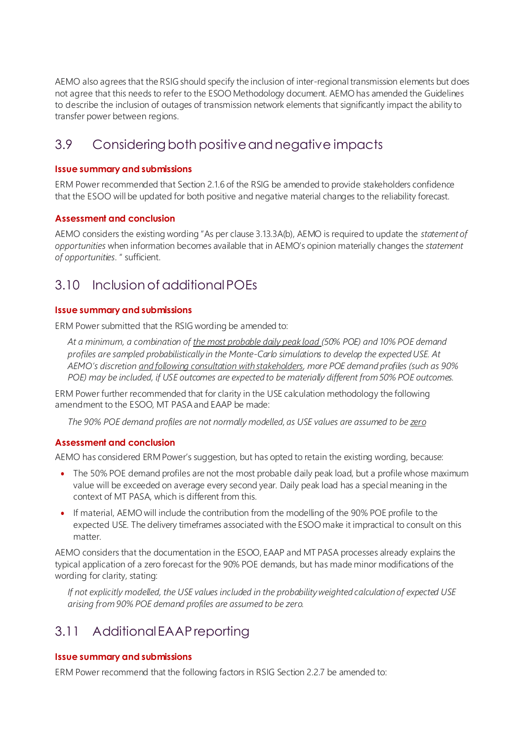AEMO also agrees that the RSIG should specify the inclusion of inter-regional transmission elements but does not agree that this needs to refer to the ESOO Methodology document. AEMO has amended the Guidelines to describe the inclusion of outages of transmission network elements that significantly impact the ability to transfer power between regions.

## 3.9 Considering both positive and negative impacts

### Issue summary and submissions

ERM Power recommended that Section 2.1.6 of the RSIG be amended to provide stakeholders confidence that the ESOO will be updated for both positive and negative material changes to the reliability forecast.

### Assessment and conclusion

AEMO considers the existing wording "As per clause 3.13.3A(b), AEMO is required to update the *statement of opportunities* when information becomes available that in AEMO's opinion materially changes the *statement of opportunities*. " sufficient.

## 3.10 Inclusion of additional POEs

### Issue summary and submissions

ERM Power submitted that the RSIG wording be amended to:

> *At a minimum, a combination of <u>the most probable daily peak load</u> (50% POE) and 10% POE demand profiles are sampled probabilistically in the Monte-Carlo simulations to develop the expected USE. At AEMO's discretion <u>and following consultation with stakeholders</u>, more POE demand profiles (such as 90% POE) may be included, if USE outcomes are expected to be materially different from 50% POE outcomes.*

ERM Power further recommended that for clarity in the USE calculation methodology the following amendment to the ESOO, MT PASA and EAAP be made:

> *The 90% POE demand profiles are not normally modelled, as USE values are assumed to be <u>zero</u>*

### Assessment and conclusion

AEMO has considered ERM Power's suggestion, but has opted to retain the existing wording, because:

- The 50% POE demand profiles are not the most probable daily peak load, but a profile whose maximum value will be exceeded on average every second year. Daily peak load has a special meaning in the context of MT PASA, which is different from this.
- If material, AEMO will include the contribution from the modelling of the 90% POE profile to the expected USE. The delivery timeframes associated with the ESOO make it impractical to consult on this matter.

AEMO considers that the documentation in the ESOO, EAAP and MT PASA processes already explains the typical application of a zero forecast for the 90% POE demands, but has made minor modifications of the wording for clarity, stating:

> *If not explicitly modelled, the USE values included in the probability weighted calculation of expected USE arising from 90% POE demand profiles are assumed to be zero.*

## 3.11 Additional EAAP reporting

### Issue summary and submissions

ERM Power recommend that the following factors in RSIG Section 2.2.7 be amended to: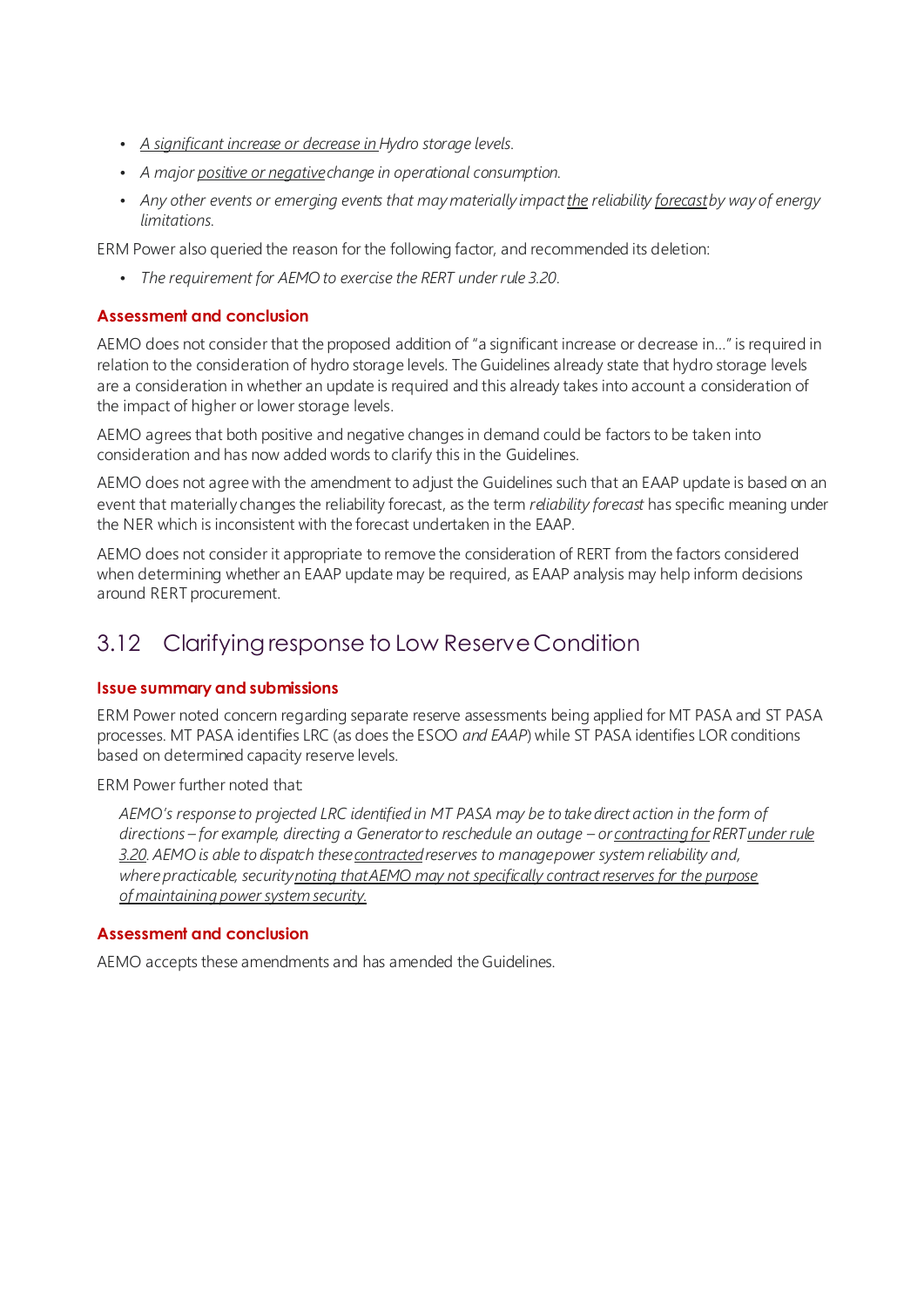- *<u>A significant increase or decrease in</u> Hydro storage levels.*
- *A major <u>positive or negative</u> change in operational consumption.*
- *Any other events or emerging events that may materially impact <u>the</u> reliability <u>forecast</u> by way of energy limitations.*

ERM Power also queried the reason for the following factor, and recommended its deletion:

- *The requirement for AEMO to exercise the RERT under rule 3.20.*

#### Assessment and conclusion

AEMO does not consider that the proposed addition of "a significant increase or decrease in…" is required in relation to the consideration of hydro storage levels. The Guidelines already state that hydro storage levels are a consideration in whether an update is required and this already takes into account a consideration of the impact of higher or lower storage levels.

AEMO agrees that both positive and negative changes in demand could be factors to be taken into consideration and has now added words to clarify this in the Guidelines.

AEMO does not agree with the amendment to adjust the Guidelines such that an EAAP update is based on an event that materially changes the reliability forecast, as the term *reliability forecast* has specific meaning under the NER which is inconsistent with the forecast undertaken in the EAAP.

AEMO does not consider it appropriate to remove the consideration of RERT from the factors considered when determining whether an EAAP update may be required, as EAAP analysis may help inform decisions around RERT procurement.

## 3.12 Clarifying response to Low Reserve Condition

#### Issue summary and submissions

ERM Power noted concern regarding separate reserve assessments being applied for MT PASA and ST PASA processes. MT PASA identifies LRC (as does the ESOO *and EAAP*) while ST PASA identifies LOR conditions based on determined capacity reserve levels.

ERM Power further noted that:

> *AEMO's response to projected LRC identified in MT PASA may be to take direct action in the form of directions – for example, directing a Generator to reschedule an outage – or <u>contracting for</u> RERT <u>under rule 3.20</u>. AEMO is able to dispatch these <u>contracted</u> reserves to manage power system reliability and, where practicable, security <u>noting that AEMO may not specifically contract reserves for the purpose of maintaining power system security.</u>*

#### Assessment and conclusion

AEMO accepts these amendments and has amended the Guidelines.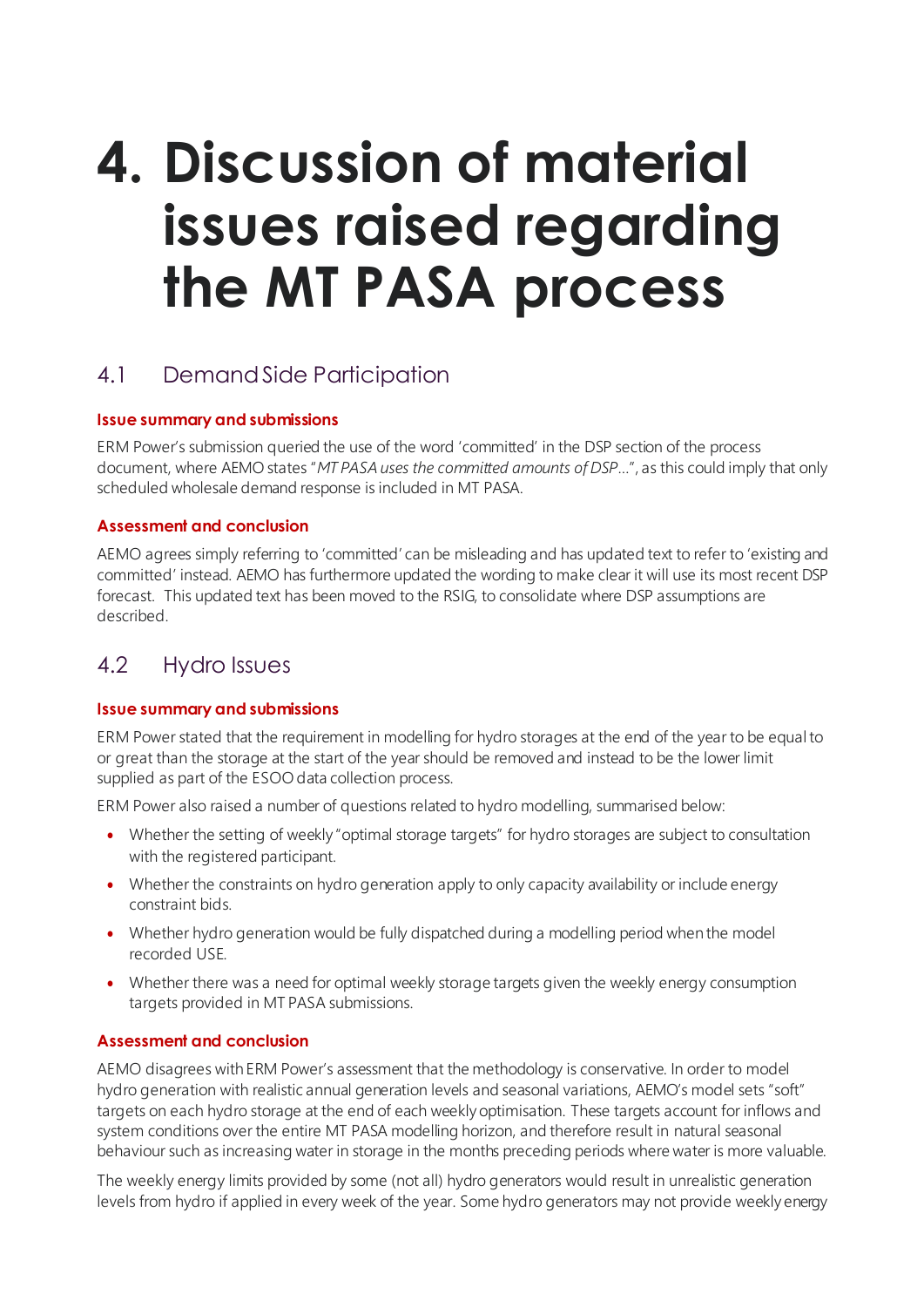# 4. Discussion of material issues raised regarding the MT PASA process

## 4.1 Demand Side Participation

### Issue summary and submissions

ERM Power's submission queried the use of the word 'committed' in the DSP section of the process document, where AEMO states "*MT PASA uses the committed amounts of DSP…*", as this could imply that only scheduled wholesale demand response is included in MT PASA.

### Assessment and conclusion

AEMO agrees simply referring to 'committed' can be misleading and has updated text to refer to 'existing and committed' instead. AEMO has furthermore updated the wording to make clear it will use its most recent DSP forecast. This updated text has been moved to the RSIG, to consolidate where DSP assumptions are described.

## 4.2 Hydro Issues

### Issue summary and submissions

ERM Power stated that the requirement in modelling for hydro storages at the end of the year to be equal to or great than the storage at the start of the year should be removed and instead to be the lower limit supplied as part of the ESOO data collection process.

ERM Power also raised a number of questions related to hydro modelling, summarised below:

- Whether the setting of weekly "optimal storage targets" for hydro storages are subject to consultation with the registered participant.
- Whether the constraints on hydro generation apply to only capacity availability or include energy constraint bids.
- Whether hydro generation would be fully dispatched during a modelling period when the model recorded USE.
- Whether there was a need for optimal weekly storage targets given the weekly energy consumption targets provided in MT PASA submissions.

### Assessment and conclusion

AEMO disagrees with ERM Power's assessment that the methodology is conservative. In order to model hydro generation with realistic annual generation levels and seasonal variations, AEMO's model sets "soft" targets on each hydro storage at the end of each weekly optimisation. These targets account for inflows and system conditions over the entire MT PASA modelling horizon, and therefore result in natural seasonal behaviour such as increasing water in storage in the months preceding periods where water is more valuable.

The weekly energy limits provided by some (not all) hydro generators would result in unrealistic generation levels from hydro if applied in every week of the year. Some hydro generators may not provide weekly energy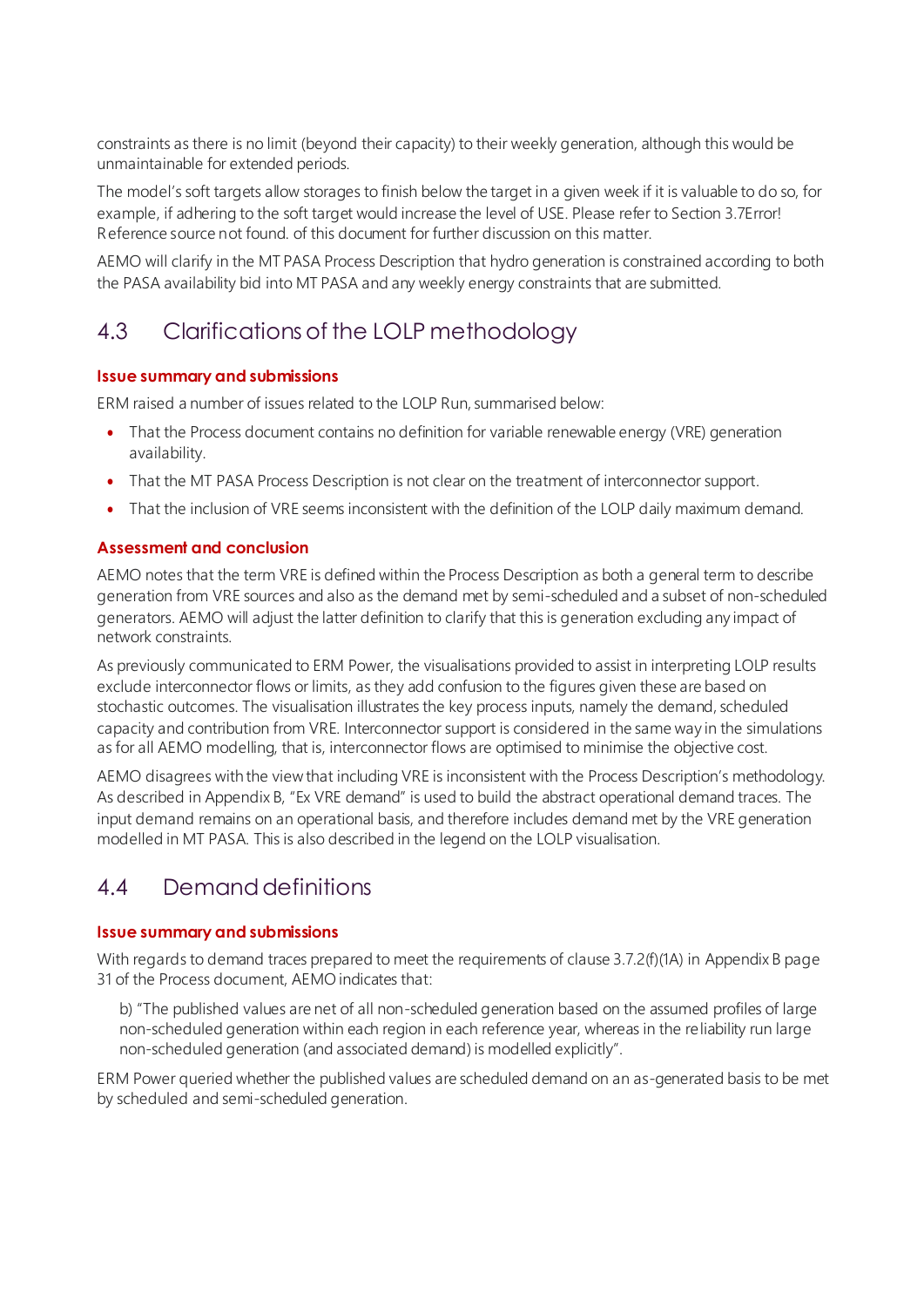constraints as there is no limit (beyond their capacity) to their weekly generation, although this would be unmaintainable for extended periods.

The model's soft targets allow storages to finish below the target in a given week if it is valuable to do so, for example, if adhering to the soft target would increase the level of USE. Please refer to Section 3.7Error! Reference source not found. of this document for further discussion on this matter.

AEMO will clarify in the MT PASA Process Description that hydro generation is constrained according to both the PASA availability bid into MT PASA and any weekly energy constraints that are submitted.

## 4.3 Clarifications of the LOLP methodology

### Issue summary and submissions

ERM raised a number of issues related to the LOLP Run, summarised below:

- That the Process document contains no definition for variable renewable energy (VRE) generation availability.
- That the MT PASA Process Description is not clear on the treatment of interconnector support.
- That the inclusion of VRE seems inconsistent with the definition of the LOLP daily maximum demand.

### Assessment and conclusion

AEMO notes that the term VRE is defined within the Process Description as both a general term to describe generation from VRE sources and also as the demand met by semi-scheduled and a subset of non-scheduled generators. AEMO will adjust the latter definition to clarify that this is generation excluding any impact of network constraints.

As previously communicated to ERM Power, the visualisations provided to assist in interpreting LOLP results exclude interconnector flows or limits, as they add confusion to the figures given these are based on stochastic outcomes. The visualisation illustrates the key process inputs, namely the demand, scheduled capacity and contribution from VRE. Interconnector support is considered in the same way in the simulations as for all AEMO modelling, that is, interconnector flows are optimised to minimise the objective cost.

AEMO disagrees with the view that including VRE is inconsistent with the Process Description's methodology. As described in Appendix B, "Ex VRE demand" is used to build the abstract operational demand traces. The input demand remains on an operational basis, and therefore includes demand met by the VRE generation modelled in MT PASA. This is also described in the legend on the LOLP visualisation.

## 4.4 Demand definitions

### Issue summary and submissions

With regards to demand traces prepared to meet the requirements of clause 3.7.2(f)(1A) in Appendix B page 31 of the Process document, AEMO indicates that:

> b) "The published values are net of all non-scheduled generation based on the assumed profiles of large non-scheduled generation within each region in each reference year, whereas in the reliability run large non-scheduled generation (and associated demand) is modelled explicitly".

ERM Power queried whether the published values are scheduled demand on an as-generated basis to be met by scheduled and semi-scheduled generation.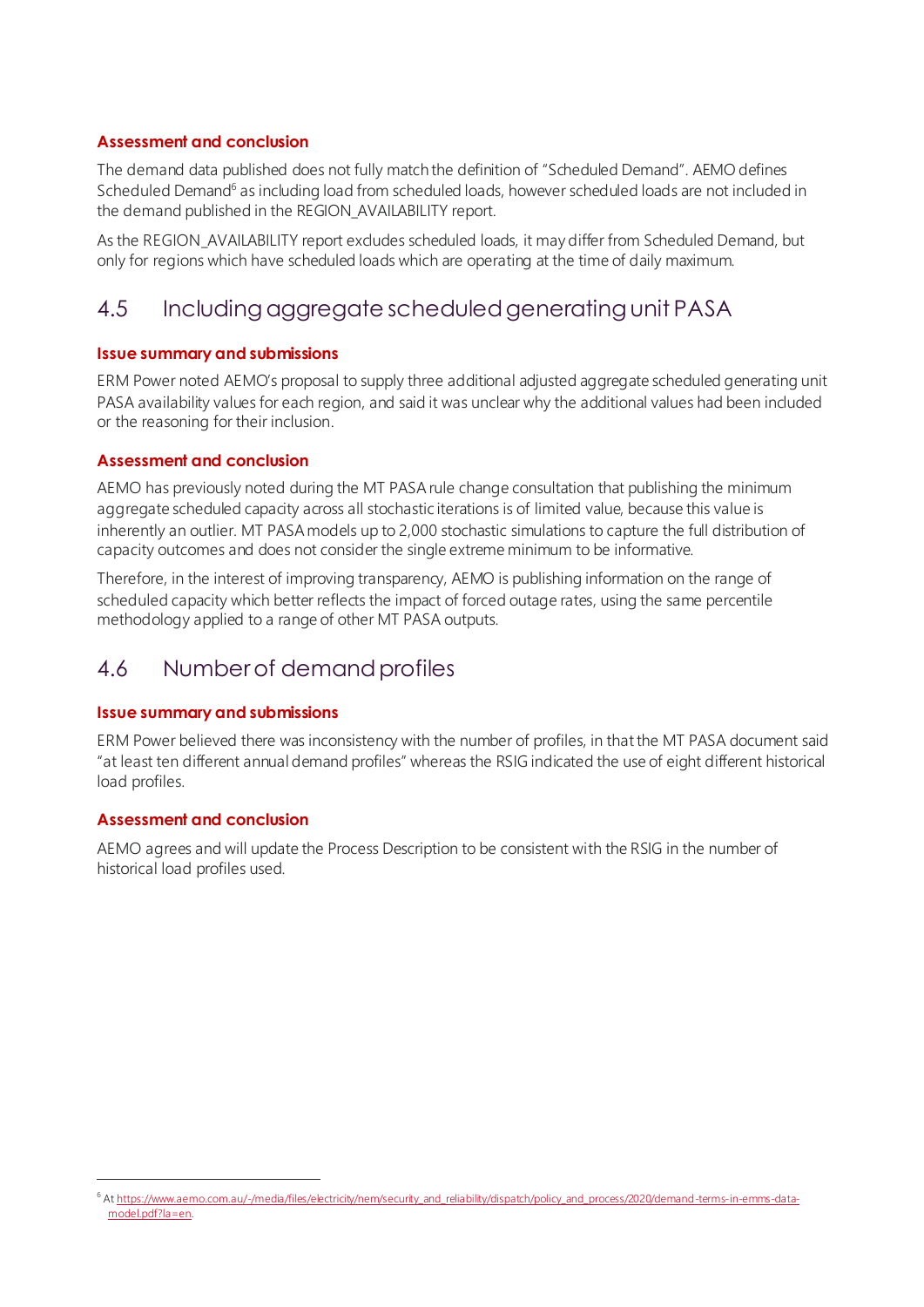#### Assessment and conclusion

The demand data published does not fully match the definition of "Scheduled Demand". AEMO defines Scheduled Demand[6] as including load from scheduled loads, however scheduled loads are not included in the demand published in the REGION_AVAILABILITY report.

As the REGION_AVAILABILITY report excludes scheduled loads, it may differ from Scheduled Demand, but only for regions which have scheduled loads which are operating at the time of daily maximum.

## 4.5 Including aggregate scheduled generating unit PASA

#### Issue summary and submissions

ERM Power noted AEMO's proposal to supply three additional adjusted aggregate scheduled generating unit PASA availability values for each region, and said it was unclear why the additional values had been included or the reasoning for their inclusion.

#### Assessment and conclusion

AEMO has previously noted during the MT PASA rule change consultation that publishing the minimum aggregate scheduled capacity across all stochastic iterations is of limited value, because this value is inherently an outlier. MT PASA models up to 2,000 stochastic simulations to capture the full distribution of capacity outcomes and does not consider the single extreme minimum to be informative.

Therefore, in the interest of improving transparency, AEMO is publishing information on the range of scheduled capacity which better reflects the impact of forced outage rates, using the same percentile methodology applied to a range of other MT PASA outputs.

## 4.6 Number of demand profiles

#### Issue summary and submissions

ERM Power believed there was inconsistency with the number of profiles, in that the MT PASA document said "at least ten different annual demand profiles" whereas the RSIG indicated the use of eight different historical load profiles.

#### Assessment and conclusion

AEMO agrees and will update the Process Description to be consistent with the RSIG in the number of historical load profiles used.

---

[6] At https://www.aemo.com.au/-/media/files/electricity/nem/security_and_reliability/dispatch/policy_and_process/2020/demand-terms-in-emms-data-model.pdf?la=en.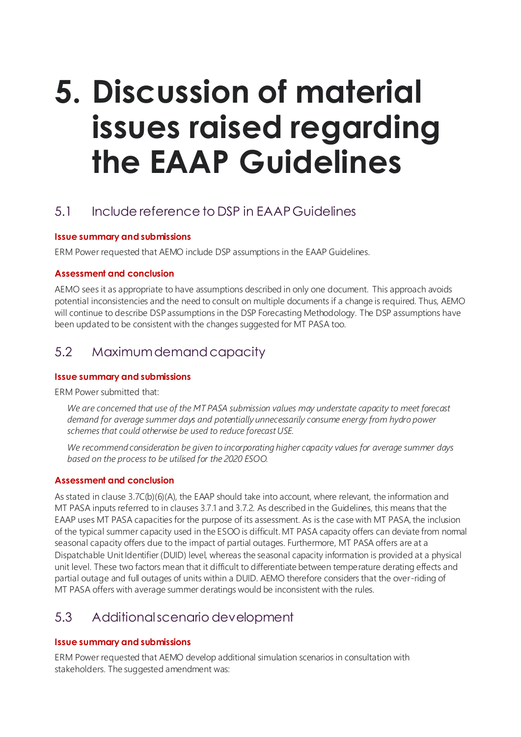# 5. Discussion of material issues raised regarding the EAAP Guidelines

## 5.1 Include reference to DSP in EAAP Guidelines

### Issue summary and submissions

ERM Power requested that AEMO include DSP assumptions in the EAAP Guidelines.

### Assessment and conclusion

AEMO sees it as appropriate to have assumptions described in only one document. This approach avoids potential inconsistencies and the need to consult on multiple documents if a change is required. Thus, AEMO will continue to describe DSP assumptions in the DSP Forecasting Methodology. The DSP assumptions have been updated to be consistent with the changes suggested for MT PASA too.

## 5.2 Maximum demand capacity

### Issue summary and submissions

ERM Power submitted that:

> *We are concerned that use of the MT PASA submission values may understate capacity to meet forecast demand for average summer days and potentially unnecessarily consume energy from hydro power schemes that could otherwise be used to reduce forecast USE.*
>
> *We recommend consideration be given to incorporating higher capacity values for average summer days based on the process to be utilised for the 2020 ESOO.*

### Assessment and conclusion

As stated in clause 3.7C(b)(6)(A), the EAAP should take into account, where relevant, the information and MT PASA inputs referred to in clauses 3.7.1 and 3.7.2. As described in the Guidelines, this means that the EAAP uses MT PASA capacities for the purpose of its assessment. As is the case with MT PASA, the inclusion of the typical summer capacity used in the ESOO is difficult. MT PASA capacity offers can deviate from normal seasonal capacity offers due to the impact of partial outages. Furthermore, MT PASA offers are at a Dispatchable Unit Identifier (DUID) level, whereas the seasonal capacity information is provided at a physical unit level. These two factors mean that it difficult to differentiate between temperature derating effects and partial outage and full outages of units within a DUID. AEMO therefore considers that the over-riding of MT PASA offers with average summer deratings would be inconsistent with the rules.

## 5.3 Additional scenario development

### Issue summary and submissions

ERM Power requested that AEMO develop additional simulation scenarios in consultation with stakeholders. The suggested amendment was: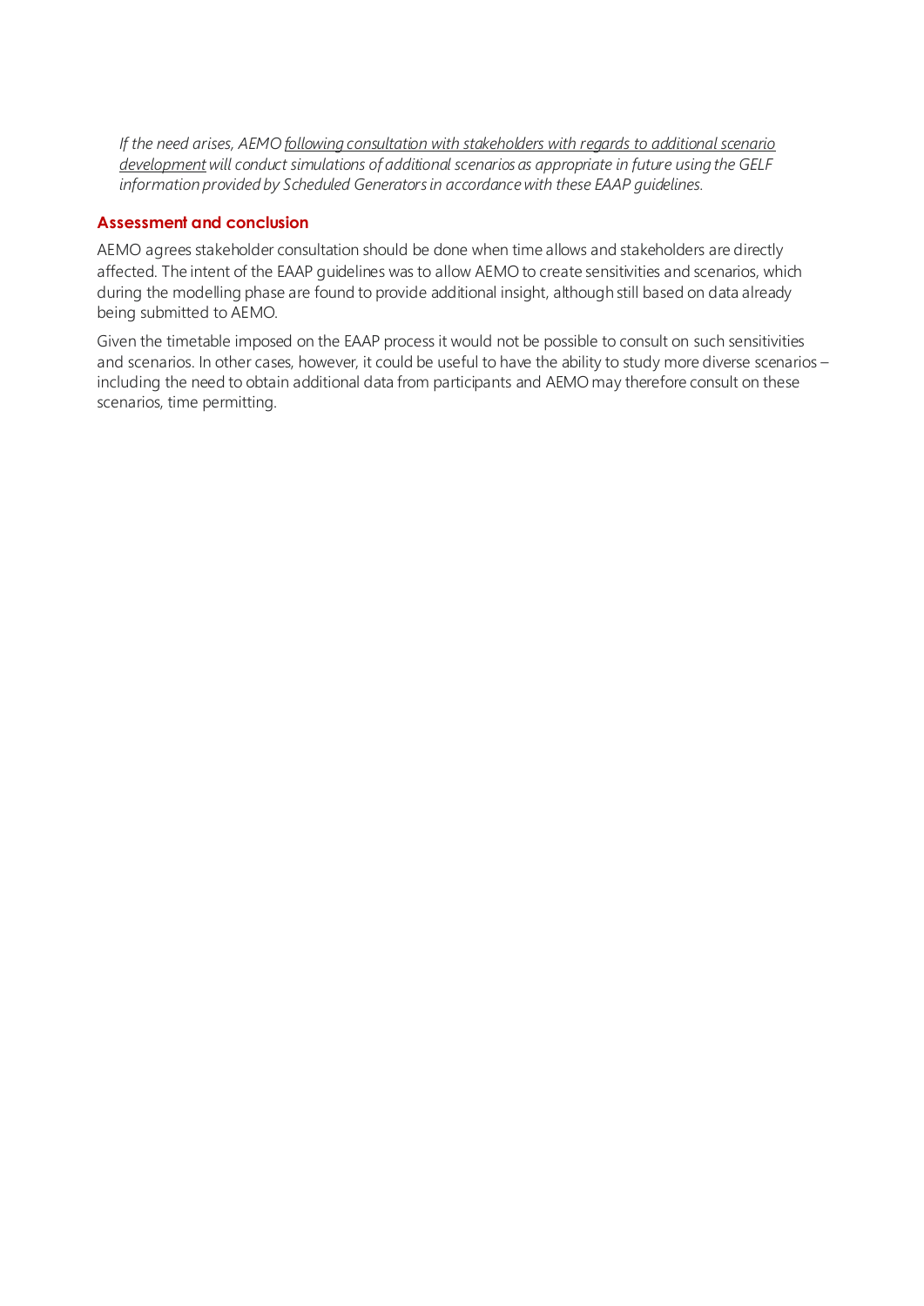*If the need arises, AEMO <u>following consultation with stakeholders with regards to additional scenario development</u> will conduct simulations of additional scenarios as appropriate in future using the GELF information provided by Scheduled Generators in accordance with these EAAP guidelines.*

### Assessment and conclusion

AEMO agrees stakeholder consultation should be done when time allows and stakeholders are directly affected. The intent of the EAAP guidelines was to allow AEMO to create sensitivities and scenarios, which during the modelling phase are found to provide additional insight, although still based on data already being submitted to AEMO.

Given the timetable imposed on the EAAP process it would not be possible to consult on such sensitivities and scenarios. In other cases, however, it could be useful to have the ability to study more diverse scenarios – including the need to obtain additional data from participants and AEMO may therefore consult on these scenarios, time permitting.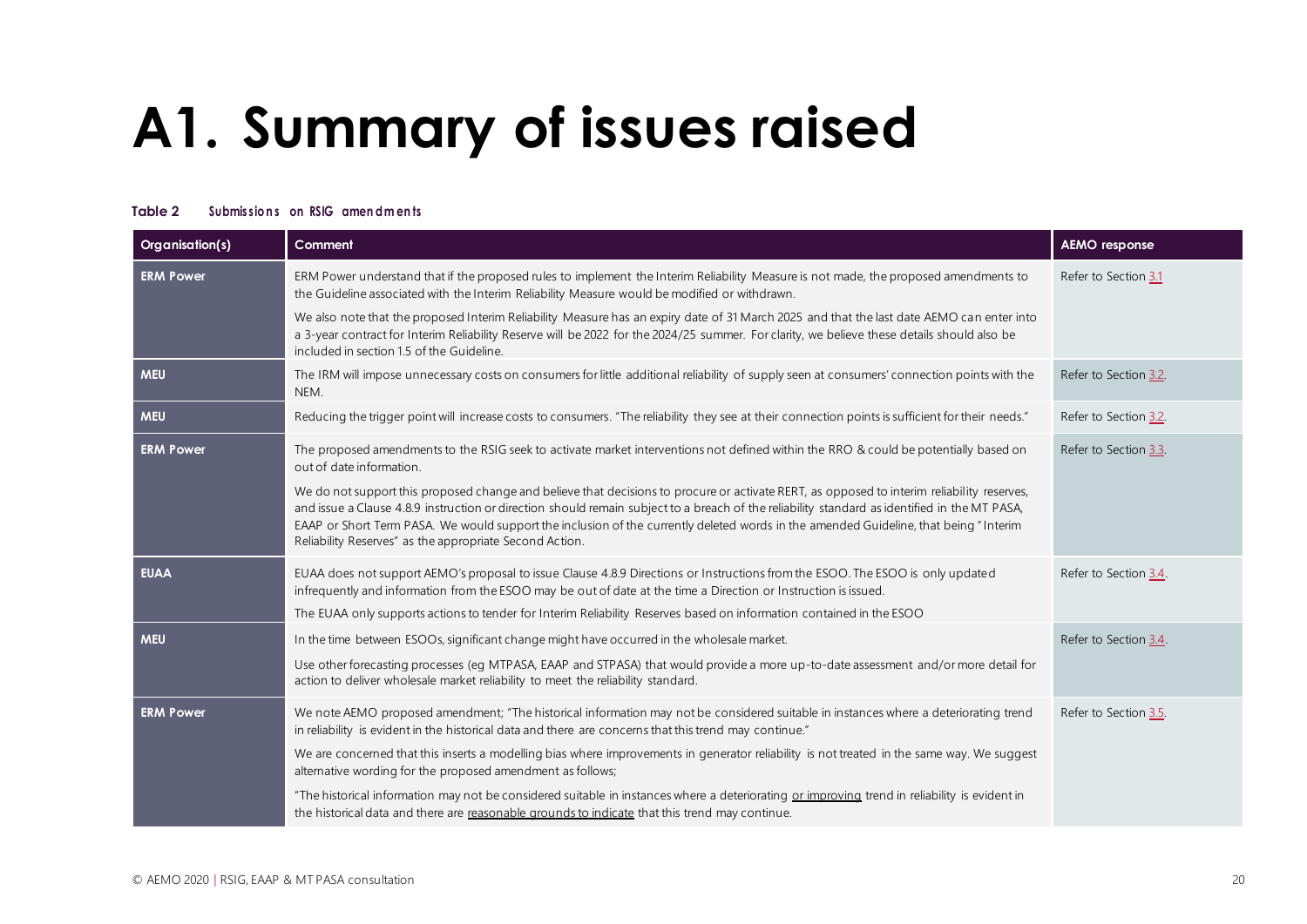# A1. Summary of issues raised

**Table 2 Submissions on RSIG amendments**

| Organisation(s) | Comment | AEMO response |
|---|---|---|
| **ERM Power** | ERM Power understand that if the proposed rules to implement the Interim Reliability Measure is not made, the proposed amendments to the Guideline associated with the Interim Reliability Measure would be modified or withdrawn.<br><br>We also note that the proposed Interim Reliability Measure has an expiry date of 31 March 2025 and that the last date AEMO can enter into a 3-year contract for Interim Reliability Reserve will be 2022 for the 2024/25 summer. For clarity, we believe these details should also be included in section 1.5 of the Guideline. | Refer to Section 3.1 |
| **MEU** | The IRM will impose unnecessary costs on consumers for little additional reliability of supply seen at consumers' connection points with the NEM. | Refer to Section 3.2. |
| **MEU** | Reducing the trigger point will increase costs to consumers. "The reliability they see at their connection points is sufficient for their needs." | Refer to Section 3.2. |
| **ERM Power** | The proposed amendments to the RSIG seek to activate market interventions not defined within the RRO & could be potentially based on out of date information.<br><br>We do not support this proposed change and believe that decisions to procure or activate RERT, as opposed to interim reliability reserves, and issue a Clause 4.8.9 instruction or direction should remain subject to a breach of the reliability standard as identified in the MT PASA, EAAP or Short Term PASA. We would support the inclusion of the currently deleted words in the amended Guideline, that being "Interim Reliability Reserves" as the appropriate Second Action. | Refer to Section 3.3. |
| **EUAA** | EUAA does not support AEMO's proposal to issue Clause 4.8.9 Directions or Instructions from the ESOO. The ESOO is only updated infrequently and information from the ESOO may be out of date at the time a Direction or Instruction is issued.<br><br>The EUAA only supports actions to tender for Interim Reliability Reserves based on information contained in the ESOO | Refer to Section 3.4. |
| **MEU** | In the time between ESOOs, significant change might have occurred in the wholesale market.<br><br>Use other forecasting processes (eg MTPASA, EAAP and STPASA) that would provide a more up-to-date assessment and/or more detail for action to deliver wholesale market reliability to meet the reliability standard. | Refer to Section 3.4. |
| **ERM Power** | We note AEMO proposed amendment; "The historical information may not be considered suitable in instances where a deteriorating trend in reliability is evident in the historical data and there are concerns that this trend may continue."<br><br>We are concerned that this inserts a modelling bias where improvements in generator reliability is not treated in the same way. We suggest alternative wording for the proposed amendment as follows;<br><br>"The historical information may not be considered suitable in instances where a deteriorating <u>or improving</u> trend in reliability is evident in the historical data and there are <u>reasonable grounds to indicate</u> that this trend may continue. | Refer to Section 3.5. |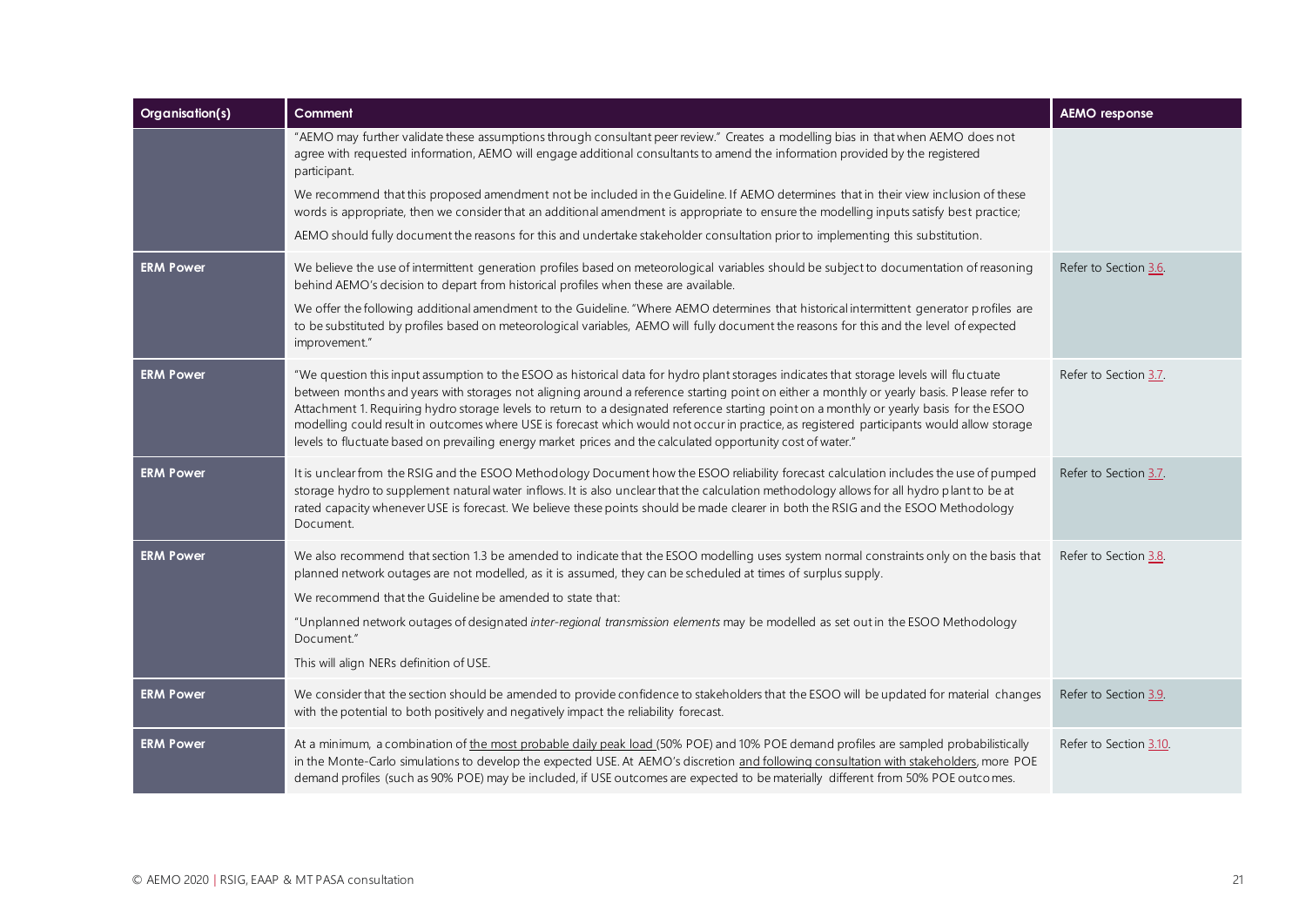| Organisation(s) | Comment | AEMO response |
|---|---|---|
| | "AEMO may further validate these assumptions through consultant peer review." Creates a modelling bias in that when AEMO does not agree with requested information, AEMO will engage additional consultants to amend the information provided by the registered participant.<br><br>We recommend that this proposed amendment not be included in the Guideline. If AEMO determines that in their view inclusion of these words is appropriate, then we consider that an additional amendment is appropriate to ensure the modelling inputs satisfy best practice;<br><br>AEMO should fully document the reasons for this and undertake stakeholder consultation prior to implementing this substitution. | |
| **ERM Power** | We believe the use of intermittent generation profiles based on meteorological variables should be subject to documentation of reasoning behind AEMO's decision to depart from historical profiles when these are available.<br><br>We offer the following additional amendment to the Guideline. "Where AEMO determines that historical intermittent generator profiles are to be substituted by profiles based on meteorological variables, AEMO will fully document the reasons for this and the level of expected improvement." | Refer to Section 3.6. |
| **ERM Power** | "We question this input assumption to the ESOO as historical data for hydro plant storages indicates that storage levels will fluctuate between months and years with storages not aligning around a reference starting point on either a monthly or yearly basis. Please refer to Attachment 1. Requiring hydro storage levels to return to a designated reference starting point on a monthly or yearly basis for the ESOO modelling could result in outcomes where USE is forecast which would not occur in practice, as registered participants would allow storage levels to fluctuate based on prevailing energy market prices and the calculated opportunity cost of water." | Refer to Section 3.7. |
| **ERM Power** | It is unclear from the RSIG and the ESOO Methodology Document how the ESOO reliability forecast calculation includes the use of pumped storage hydro to supplement natural water inflows. It is also unclear that the calculation methodology allows for all hydro plant to be at rated capacity whenever USE is forecast. We believe these points should be made clearer in both the RSIG and the ESOO Methodology Document. | Refer to Section 3.7. |
| **ERM Power** | We also recommend that section 1.3 be amended to indicate that the ESOO modelling uses system normal constraints only on the basis that planned network outages are not modelled, as it is assumed, they can be scheduled at times of surplus supply.<br><br>We recommend that the Guideline be amended to state that:<br><br>"Unplanned network outages of designated *inter-regional transmission elements* may be modelled as set out in the ESOO Methodology Document."<br><br>This will align NERs definition of USE. | Refer to Section 3.8. |
| **ERM Power** | We consider that the section should be amended to provide confidence to stakeholders that the ESOO will be updated for material changes with the potential to both positively and negatively impact the reliability forecast. | Refer to Section 3.9. |
| **ERM Power** | At a minimum, a combination of <u>the most probable daily peak load</u> (50% POE) and 10% POE demand profiles are sampled probabilistically in the Monte-Carlo simulations to develop the expected USE. At AEMO's discretion <u>and following consultation with stakeholders</u>, more POE demand profiles (such as 90% POE) may be included, if USE outcomes are expected to be materially different from 50% POE outcomes. | Refer to Section 3.10. |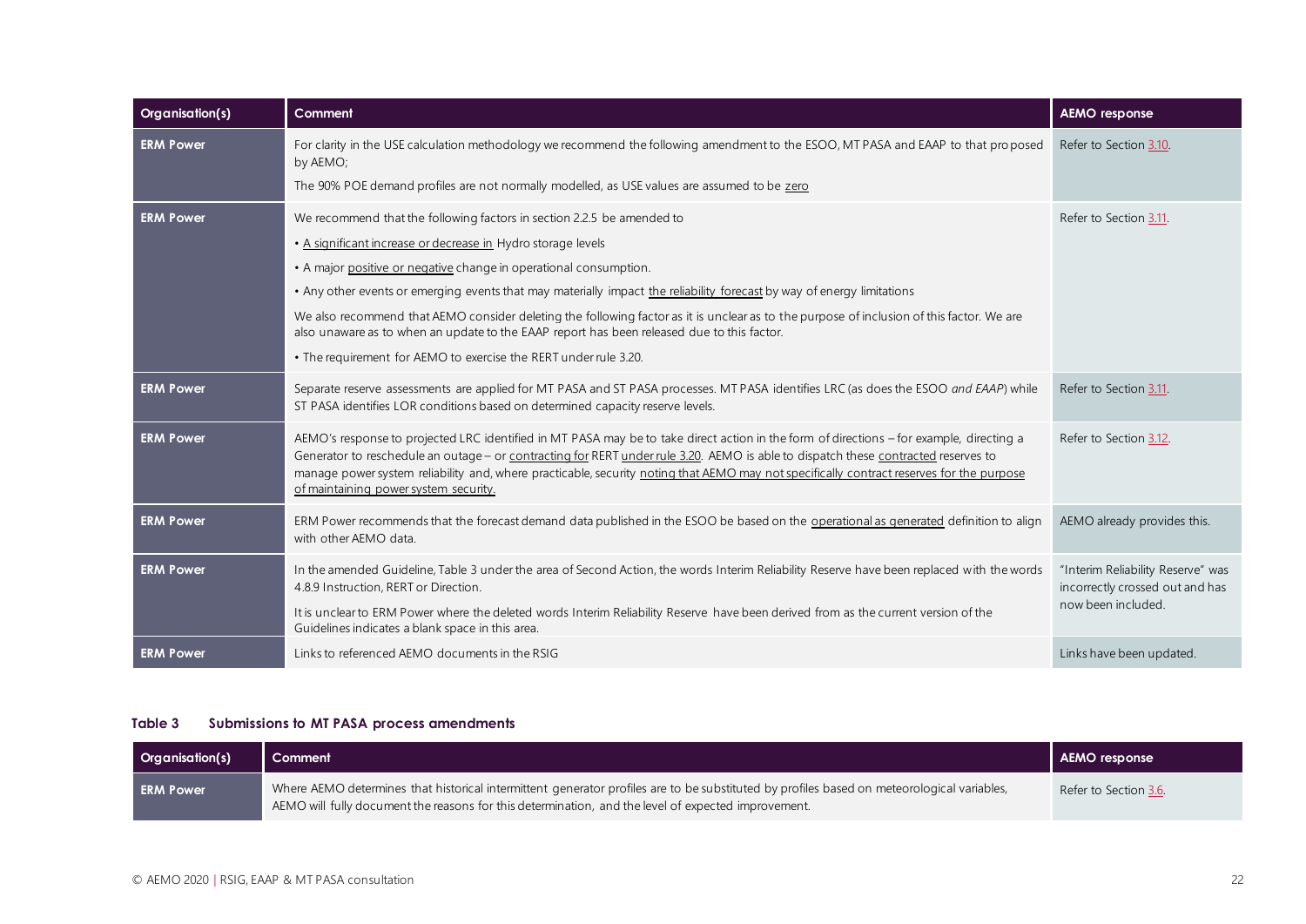| Organisation(s) | Comment | AEMO response |
|---|---|---|
| **ERM Power** | For clarity in the USE calculation methodology we recommend the following amendment to the ESOO, MT PASA and EAAP to that proposed by AEMO;<br><br>The 90% POE demand profiles are not normally modelled, as USE values are assumed to be zero | Refer to Section 3.10. |
| **ERM Power** | We recommend that the following factors in section 2.2.5 be amended to<br><br>• A significant increase or decrease in Hydro storage levels<br><br>• A major positive or negative change in operational consumption.<br><br>• Any other events or emerging events that may materially impact the reliability forecast by way of energy limitations<br><br>We also recommend that AEMO consider deleting the following factor as it is unclear as to the purpose of inclusion of this factor. We are also unaware as to when an update to the EAAP report has been released due to this factor.<br><br>• The requirement for AEMO to exercise the RERT under rule 3.20. | Refer to Section 3.11. |
| **ERM Power** | Separate reserve assessments are applied for MT PASA and ST PASA processes. MT PASA identifies LRC (as does the ESOO *and EAAP*) while ST PASA identifies LOR conditions based on determined capacity reserve levels. | Refer to Section 3.11. |
| **ERM Power** | AEMO's response to projected LRC identified in MT PASA may be to take direct action in the form of directions – for example, directing a Generator to reschedule an outage – or contracting for RERT under rule 3.20. AEMO is able to dispatch these contracted reserves to manage power system reliability and, where practicable, security noting that AEMO may not specifically contract reserves for the purpose of maintaining power system security. | Refer to Section 3.12. |
| **ERM Power** | ERM Power recommends that the forecast demand data published in the ESOO be based on the operational as generated definition to align with other AEMO data. | AEMO already provides this. |
| **ERM Power** | In the amended Guideline, Table 3 under the area of Second Action, the words Interim Reliability Reserve have been replaced with the words 4.8.9 Instruction, RERT or Direction.<br><br>It is unclear to ERM Power where the deleted words Interim Reliability Reserve have been derived from as the current version of the Guidelines indicates a blank space in this area. | "Interim Reliability Reserve" was incorrectly crossed out and has now been included. |
| **ERM Power** | Links to referenced AEMO documents in the RSIG | Links have been updated. |

**Table 3 Submissions to MT PASA process amendments**

| Organisation(s) | Comment | AEMO response |
|---|---|---|
| **ERM Power** | Where AEMO determines that historical intermittent generator profiles are to be substituted by profiles based on meteorological variables, AEMO will fully document the reasons for this determination, and the level of expected improvement. | Refer to Section 3.6. |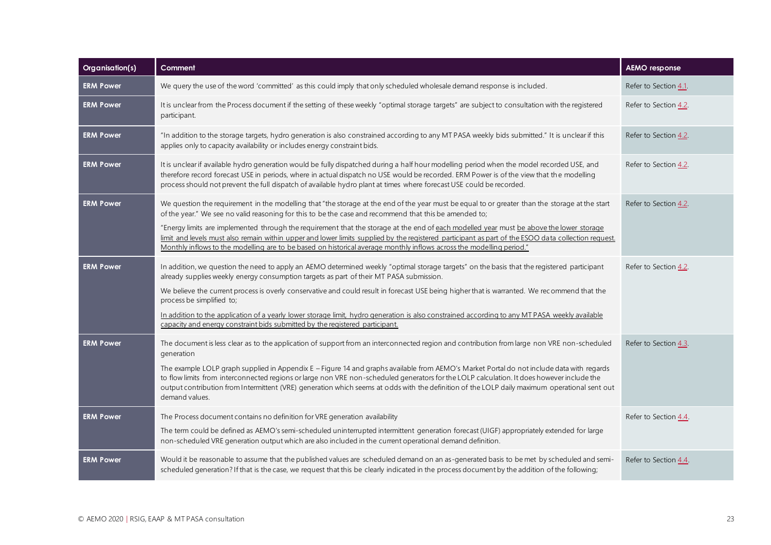| Organisation(s) | Comment | AEMO response |
| --- | --- | --- |
| ERM Power | We query the use of the word 'committed' as this could imply that only scheduled wholesale demand response is included. | Refer to Section 4.1. |
| ERM Power | It is unclear from the Process document if the setting of these weekly "optimal storage targets" are subject to consultation with the registered participant. | Refer to Section 4.2. |
| ERM Power | "In addition to the storage targets, hydro generation is also constrained according to any MT PASA weekly bids submitted." It is unclear if this applies only to capacity availability or includes energy constraint bids. | Refer to Section 4.2. |
| ERM Power | It is unclear if available hydro generation would be fully dispatched during a half hour modelling period when the model recorded USE, and therefore record forecast USE in periods, where in actual dispatch no USE would be recorded. ERM Power is of the view that the modelling process should not prevent the full dispatch of available hydro plant at times where forecast USE could be recorded. | Refer to Section 4.2. |
| ERM Power | We question the requirement in the modelling that "the storage at the end of the year must be equal to or greater than the storage at the start of the year." We see no valid reasoning for this to be the case and recommend that this be amended to;<br><br>"Energy limits are implemented through the requirement that the storage at the end of each modelled year must be above the lower storage limit and levels must also remain within upper and lower limits supplied by the registered participant as part of the ESOO data collection request. Monthly inflows to the modelling are to be based on historical average monthly inflows across the modelling period." | Refer to Section 4.2. |
| ERM Power | In addition, we question the need to apply an AEMO determined weekly "optimal storage targets" on the basis that the registered participant already supplies weekly energy consumption targets as part of their MT PASA submission.<br><br>We believe the current process is overly conservative and could result in forecast USE being higher that is warranted. We recommend that the process be simplified to;<br><br>In addition to the application of a yearly lower storage limit, hydro generation is also constrained according to any MT PASA weekly available capacity and energy constraint bids submitted by the registered participant. | Refer to Section 4.2. |
| ERM Power | The document is less clear as to the application of support from an interconnected region and contribution from large non VRE non-scheduled generation<br><br>The example LOLP graph supplied in Appendix E – Figure 14 and graphs available from AEMO's Market Portal do not include data with regards to flow limits from interconnected regions or large non VRE non-scheduled generators for the LOLP calculation. It does however include the output contribution from Intermittent (VRE) generation which seems at odds with the definition of the LOLP daily maximum operational sent out demand values. | Refer to Section 4.3. |
| ERM Power | The Process document contains no definition for VRE generation availability<br><br>The term could be defined as AEMO's semi-scheduled uninterrupted intermittent generation forecast (UIGF) appropriately extended for large non-scheduled VRE generation output which are also included in the current operational demand definition. | Refer to Section 4.4. |
| ERM Power | Would it be reasonable to assume that the published values are scheduled demand on an as-generated basis to be met by scheduled and semi-scheduled generation? If that is the case, we request that this be clearly indicated in the process document by the addition of the following; | Refer to Section 4.4. |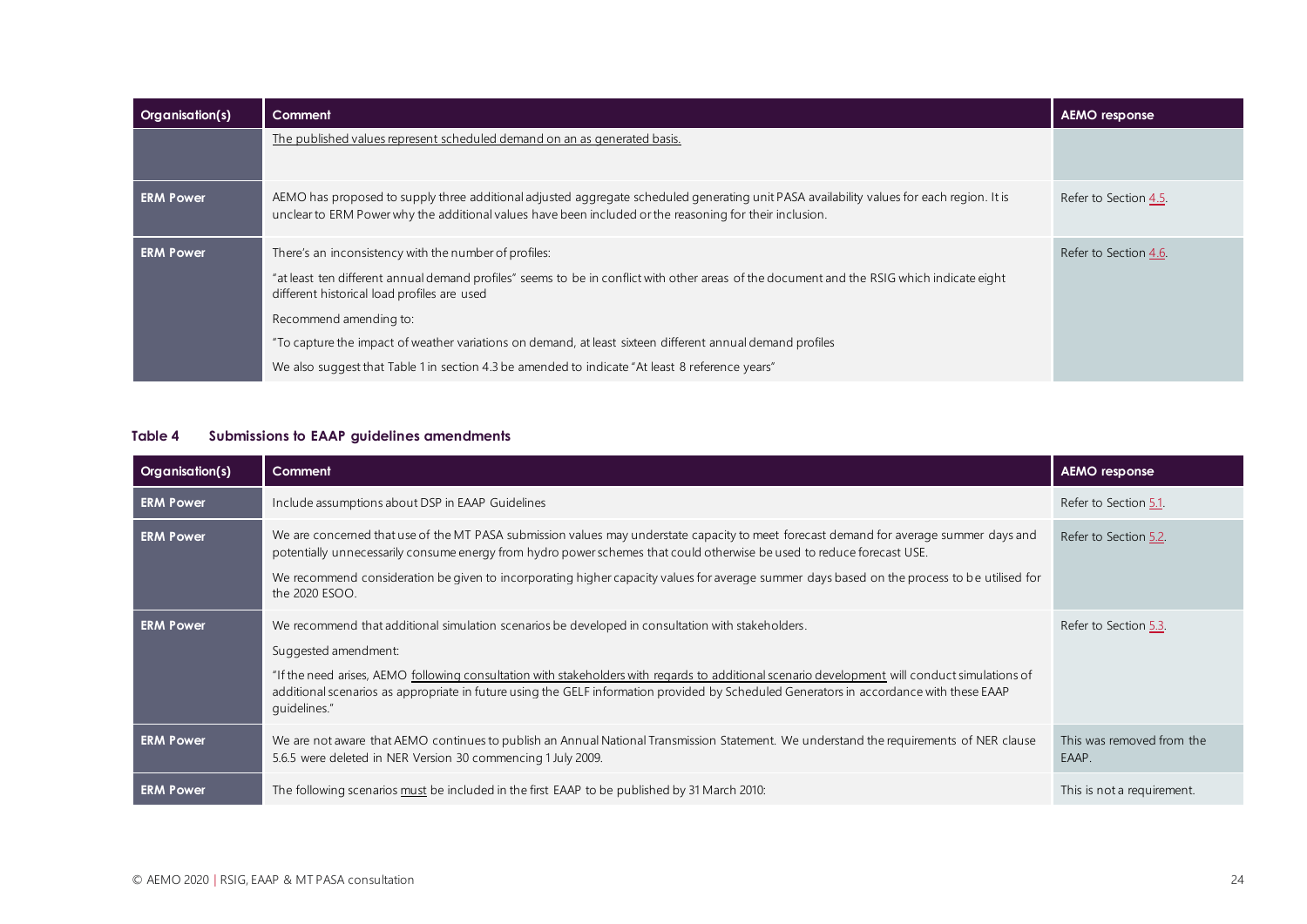| Organisation(s) | Comment | AEMO response |
|---|---|---|
| | The published values represent scheduled demand on an as generated basis. | |
| **ERM Power** | AEMO has proposed to supply three additional adjusted aggregate scheduled generating unit PASA availability values for each region. It is unclear to ERM Power why the additional values have been included or the reasoning for their inclusion. | Refer to Section 4.5. |
| **ERM Power** | There's an inconsistency with the number of profiles:<br><br>"at least ten different annual demand profiles" seems to be in conflict with other areas of the document and the RSIG which indicate eight different historical load profiles are used<br><br>Recommend amending to:<br><br>"To capture the impact of weather variations on demand, at least sixteen different annual demand profiles<br><br>We also suggest that Table 1 in section 4.3 be amended to indicate "At least 8 reference years" | Refer to Section 4.6. |

**Table 4 Submissions to EAAP guidelines amendments**

| Organisation(s) | Comment | AEMO response |
|---|---|---|
| **ERM Power** | Include assumptions about DSP in EAAP Guidelines | Refer to Section 5.1. |
| **ERM Power** | We are concerned that use of the MT PASA submission values may understate capacity to meet forecast demand for average summer days and potentially unnecessarily consume energy from hydro power schemes that could otherwise be used to reduce forecast USE.<br><br>We recommend consideration be given to incorporating higher capacity values for average summer days based on the process to be utilised for the 2020 ESOO. | Refer to Section 5.2. |
| **ERM Power** | We recommend that additional simulation scenarios be developed in consultation with stakeholders.<br><br>Suggested amendment:<br><br>"If the need arises, AEMO following consultation with stakeholders with regards to additional scenario development will conduct simulations of additional scenarios as appropriate in future using the GELF information provided by Scheduled Generators in accordance with these EAAP guidelines." | Refer to Section 5.3. |
| **ERM Power** | We are not aware that AEMO continues to publish an Annual National Transmission Statement. We understand the requirements of NER clause 5.6.5 were deleted in NER Version 30 commencing 1 July 2009. | This was removed from the EAAP. |
| **ERM Power** | The following scenarios must be included in the first EAAP to be published by 31 March 2010: | This is not a requirement. |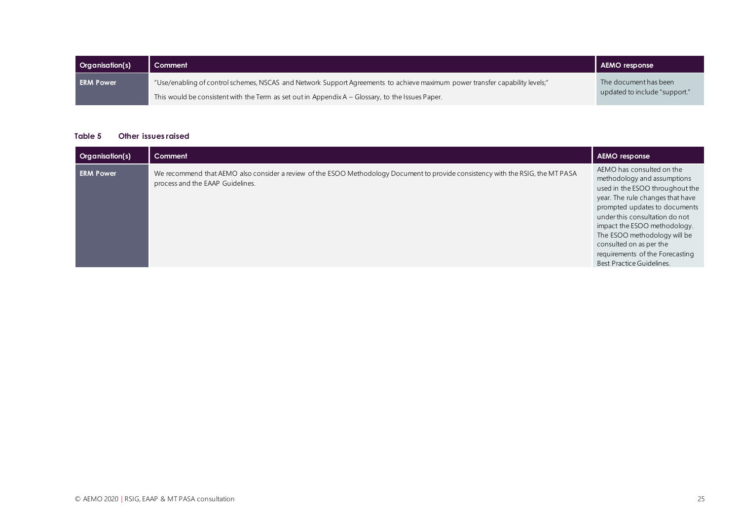| Organisation(s) | Comment | AEMO response |
| --- | --- | --- |
| ERM Power | "Use/enabling of control schemes, NSCAS and Network Support Agreements to achieve maximum power transfer capability levels;" This would be consistent with the Term as set out in Appendix A – Glossary, to the Issues Paper. | The document has been updated to include "support." |

**Table 5 Other issues raised**

| Organisation(s) | Comment | AEMO response |
| --- | --- | --- |
| ERM Power | We recommend that AEMO also consider a review of the ESOO Methodology Document to provide consistency with the RSIG, the MT PASA process and the EAAP Guidelines. | AEMO has consulted on the methodology and assumptions used in the ESOO throughout the year. The rule changes that have prompted updates to documents under this consultation do not impact the ESOO methodology. The ESOO methodology will be consulted on as per the requirements of the Forecasting Best Practice Guidelines. |